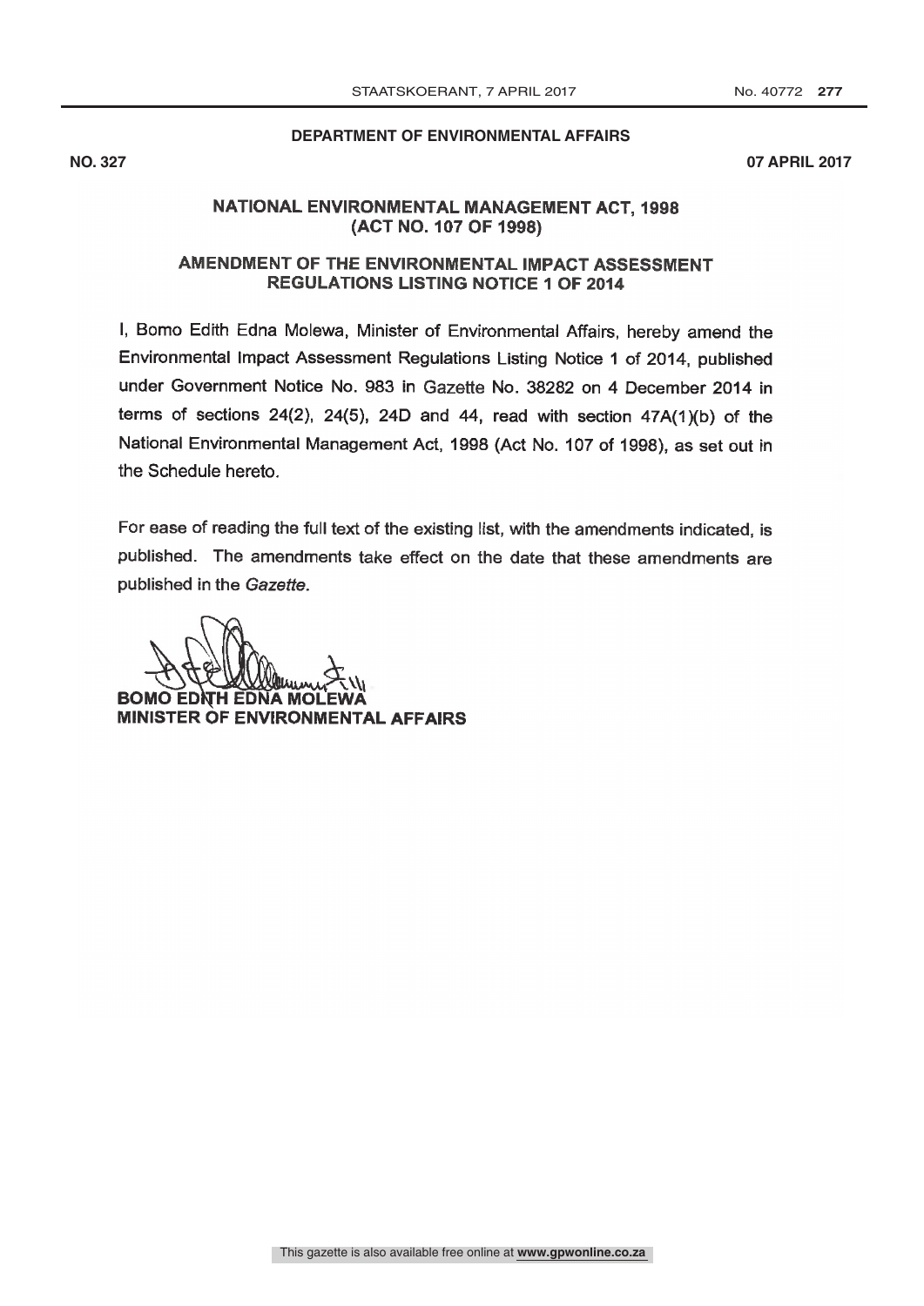**DEPARTMENT OF ENVIRONMENTAL AFFAIRS**

**NO. 327** **07 APRIL 2017**

## NATIONAL ENVIRONMENTAL MANAGEMENT ACT, 1998 (ACT NO. 107 OF 1998)

## AMENDMENT OF THE ENVIRONMENTAL IMPACT ASSESSMENT REGULATIONS LISTING NOTICE 1 OF 2014

I, Bomo Edith Edna Molewa, Minister of Environmental Affairs, hereby amend the Environmental Impact Assessment Regulations Listing Notice 1 of 2014, published under Government Notice No. 983 in Gazette No. 38282 on 4 December 2014 in terms of sections 24(2), 24(5), 24D and 44, read with section 47A(1)(b) of the National Environmental Management Act, 1998 (Act No. 107 of 1998), as set out in the Schedule hereto.

For ease of reading the full text of the existing list, with the amendments indicated, is published. The amendments take effect on the date that these amendments are published in the *Gazette*.

**BOMO EDITH EDNA MOLEWA**
**MINISTER OF ENVIRONMENTAL AFFAIRS**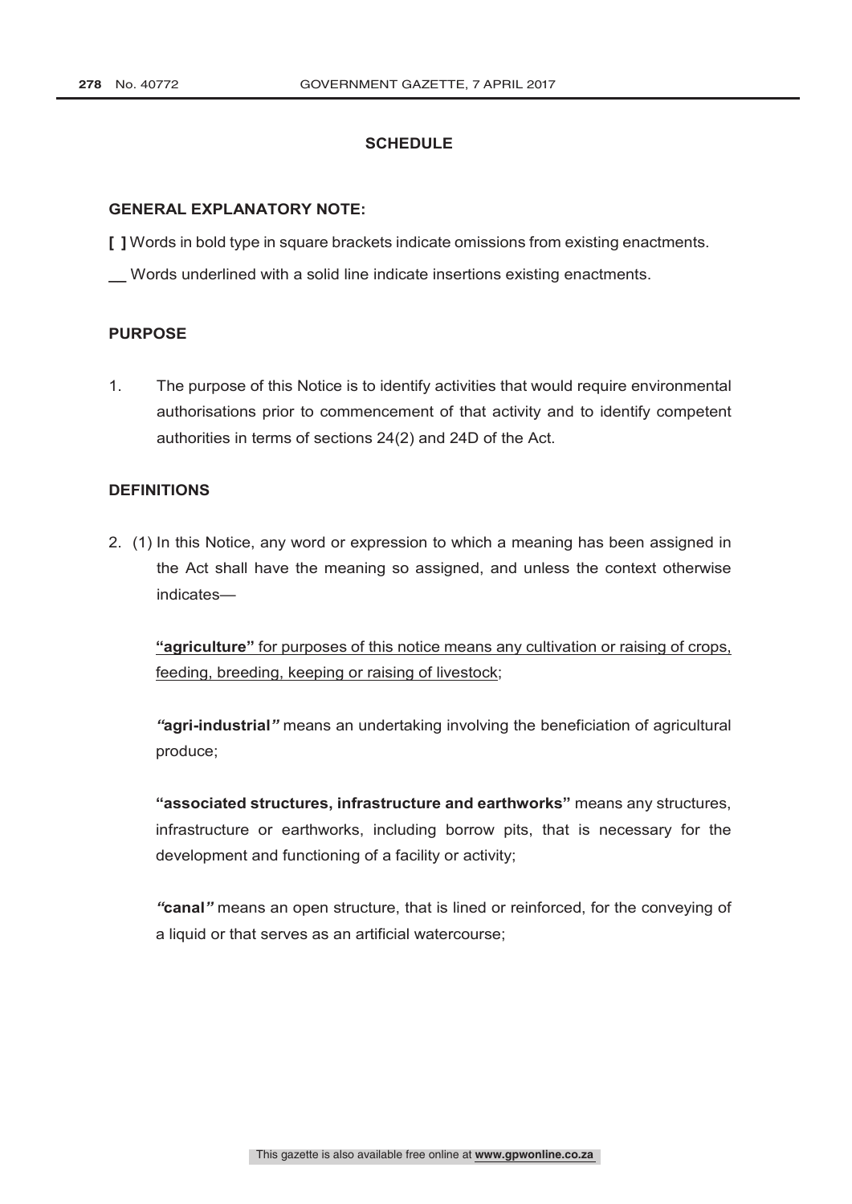## SCHEDULE

### GENERAL EXPLANATORY NOTE:

**[ ]** Words in bold type in square brackets indicate omissions from existing enactments.

\_\_ Words underlined with a solid line indicate insertions existing enactments.

### PURPOSE

1. The purpose of this Notice is to identify activities that would require environmental authorisations prior to commencement of that activity and to identify competent authorities in terms of sections 24(2) and 24D of the Act.

### DEFINITIONS

2. (1) In this Notice, any word or expression to which a meaning has been assigned in the Act shall have the meaning so assigned, and unless the context otherwise indicates—

<u>**"agriculture"** for purposes of this notice means any cultivation or raising of crops, feeding, breeding, keeping or raising of livestock</u>;

***"*agri-industrial*"*** means an undertaking involving the beneficiation of agricultural produce;

**"associated structures, infrastructure and earthworks"** means any structures, infrastructure or earthworks, including borrow pits, that is necessary for the development and functioning of a facility or activity;

***"*canal*"*** means an open structure, that is lined or reinforced, for the conveying of a liquid or that serves as an artificial watercourse;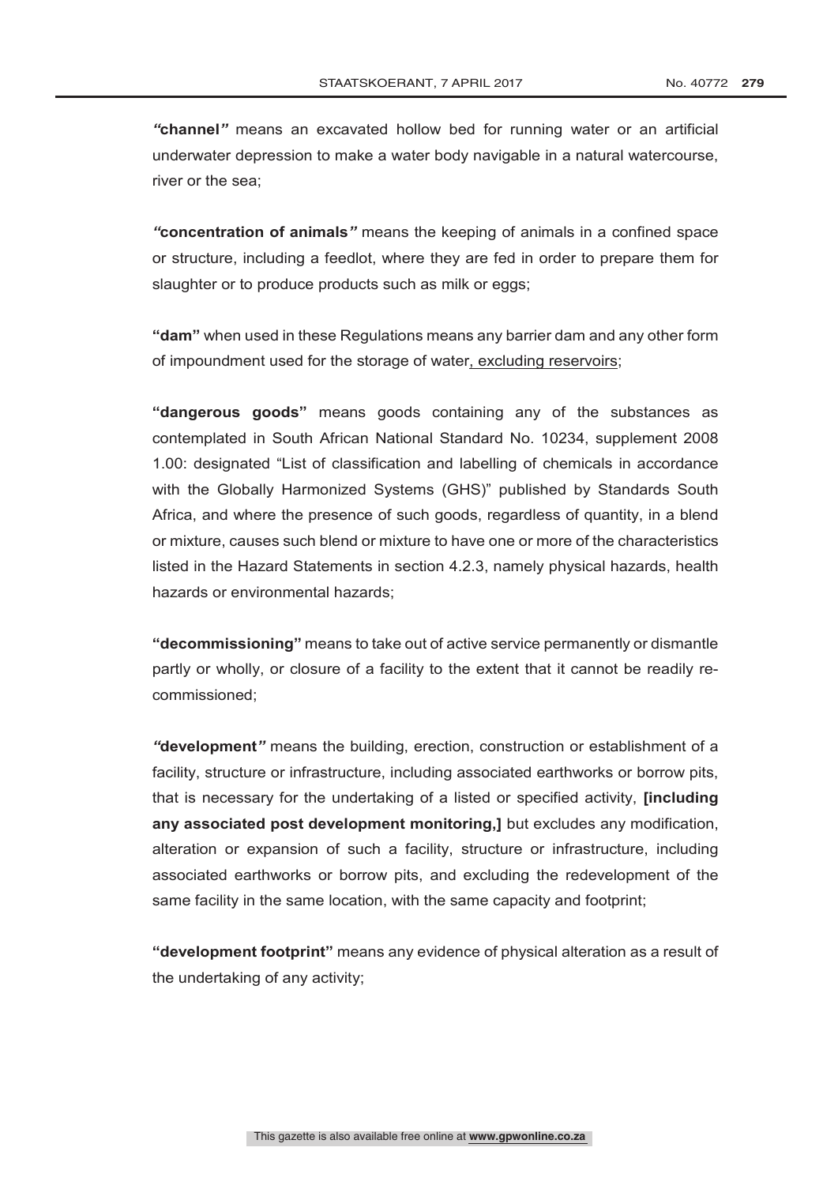**"channel"** means an excavated hollow bed for running water or an artificial underwater depression to make a water body navigable in a natural watercourse, river or the sea;

**"concentration of animals"** means the keeping of animals in a confined space or structure, including a feedlot, where they are fed in order to prepare them for slaughter or to produce products such as milk or eggs;

**"dam"** when used in these Regulations means any barrier dam and any other form of impoundment used for the storage of water<u>, excluding reservoirs</u>;

**"dangerous goods"** means goods containing any of the substances as contemplated in South African National Standard No. 10234, supplement 2008 1.00: designated "List of classification and labelling of chemicals in accordance with the Globally Harmonized Systems (GHS)" published by Standards South Africa, and where the presence of such goods, regardless of quantity, in a blend or mixture, causes such blend or mixture to have one or more of the characteristics listed in the Hazard Statements in section 4.2.3, namely physical hazards, health hazards or environmental hazards;

**"decommissioning"** means to take out of active service permanently or dismantle partly or wholly, or closure of a facility to the extent that it cannot be readily re-commissioned;

**"development"** means the building, erection, construction or establishment of a facility, structure or infrastructure, including associated earthworks or borrow pits, that is necessary for the undertaking of a listed or specified activity, **[including any associated post development monitoring,]** but excludes any modification, alteration or expansion of such a facility, structure or infrastructure, including associated earthworks or borrow pits, and excluding the redevelopment of the same facility in the same location, with the same capacity and footprint;

**"development footprint"** means any evidence of physical alteration as a result of the undertaking of any activity;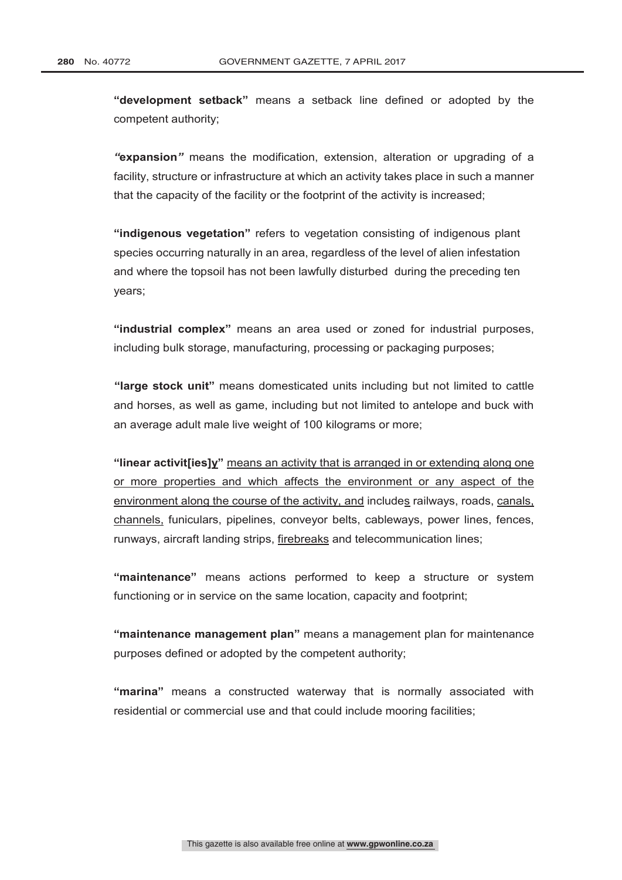**"development setback"** means a setback line defined or adopted by the competent authority;

***"*expansion*"*** means the modification, extension, alteration or upgrading of a facility, structure or infrastructure at which an activity takes place in such a manner that the capacity of the facility or the footprint of the activity is increased;

**"indigenous vegetation"** refers to vegetation consisting of indigenous plant species occurring naturally in an area, regardless of the level of alien infestation and where the topsoil has not been lawfully disturbed during the preceding ten years;

**"industrial complex"** means an area used or zoned for industrial purposes, including bulk storage, manufacturing, processing or packaging purposes;

**"large stock unit"** means domesticated units including but not limited to cattle and horses, as well as game, including but not limited to antelope and buck with an average adult male live weight of 100 kilograms or more;

**"linear activit[ies]<u>y</u>"** <u>means an activity that is arranged in or extending along one or more properties and which affects the environment or any aspect of the environment along the course of the activity, and</u> include<u>s</u> railways, roads, <u>canals, channels,</u> funiculars, pipelines, conveyor belts, cableways, power lines, fences, runways, aircraft landing strips, <u>firebreaks</u> and telecommunication lines;

**"maintenance"** means actions performed to keep a structure or system functioning or in service on the same location, capacity and footprint;

**"maintenance management plan"** means a management plan for maintenance purposes defined or adopted by the competent authority;

**"marina"** means a constructed waterway that is normally associated with residential or commercial use and that could include mooring facilities;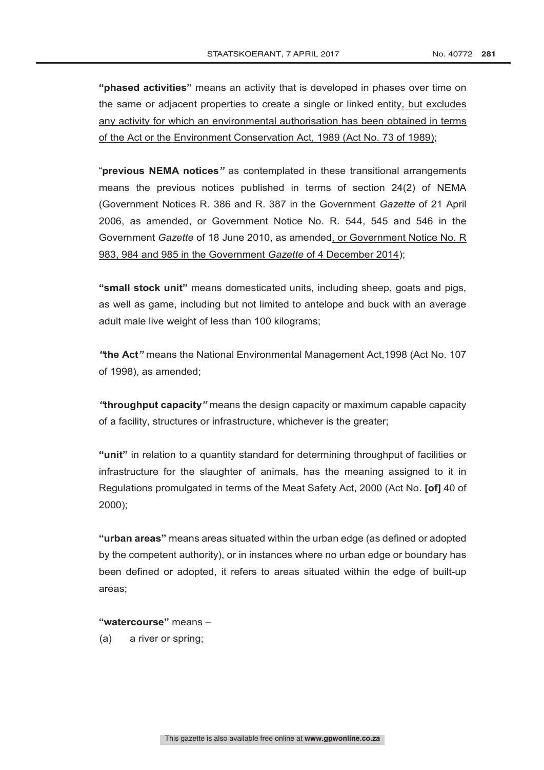**"phased activities"** means an activity that is developed in phases over time on the same or adjacent properties to create a single or linked entity<u>, but excludes any activity for which an environmental authorisation has been obtained in terms of the Act or the Environment Conservation Act, 1989 (Act No. 73 of 1989)</u>;

"**previous NEMA notices***"* as contemplated in these transitional arrangements means the previous notices published in terms of section 24(2) of NEMA (Government Notices R. 386 and R. 387 in the Government *Gazette* of 21 April 2006, as amended, or Government Notice No. R. 544, 545 and 546 in the Government *Gazette* of 18 June 2010, as amended<u>, or Government Notice No. R 983, 984 and 985 in the Government *Gazette* of 4 December 2014</u>);

**"small stock unit"** means domesticated units, including sheep, goats and pigs, as well as game, including but not limited to antelope and buck with an average adult male live weight of less than 100 kilograms;

*"***the Act***"* means the National Environmental Management Act,1998 (Act No. 107 of 1998), as amended;

*"***throughput capacity***"* means the design capacity or maximum capable capacity of a facility, structures or infrastructure, whichever is the greater;

**"unit"** in relation to a quantity standard for determining throughput of facilities or infrastructure for the slaughter of animals, has the meaning assigned to it in Regulations promulgated in terms of the Meat Safety Act, 2000 (Act No. **[of]** 40 of 2000);

**"urban areas"** means areas situated within the urban edge (as defined or adopted by the competent authority), or in instances where no urban edge or boundary has been defined or adopted, it refers to areas situated within the edge of built-up areas;

**"watercourse"** means –

(a) a river or spring;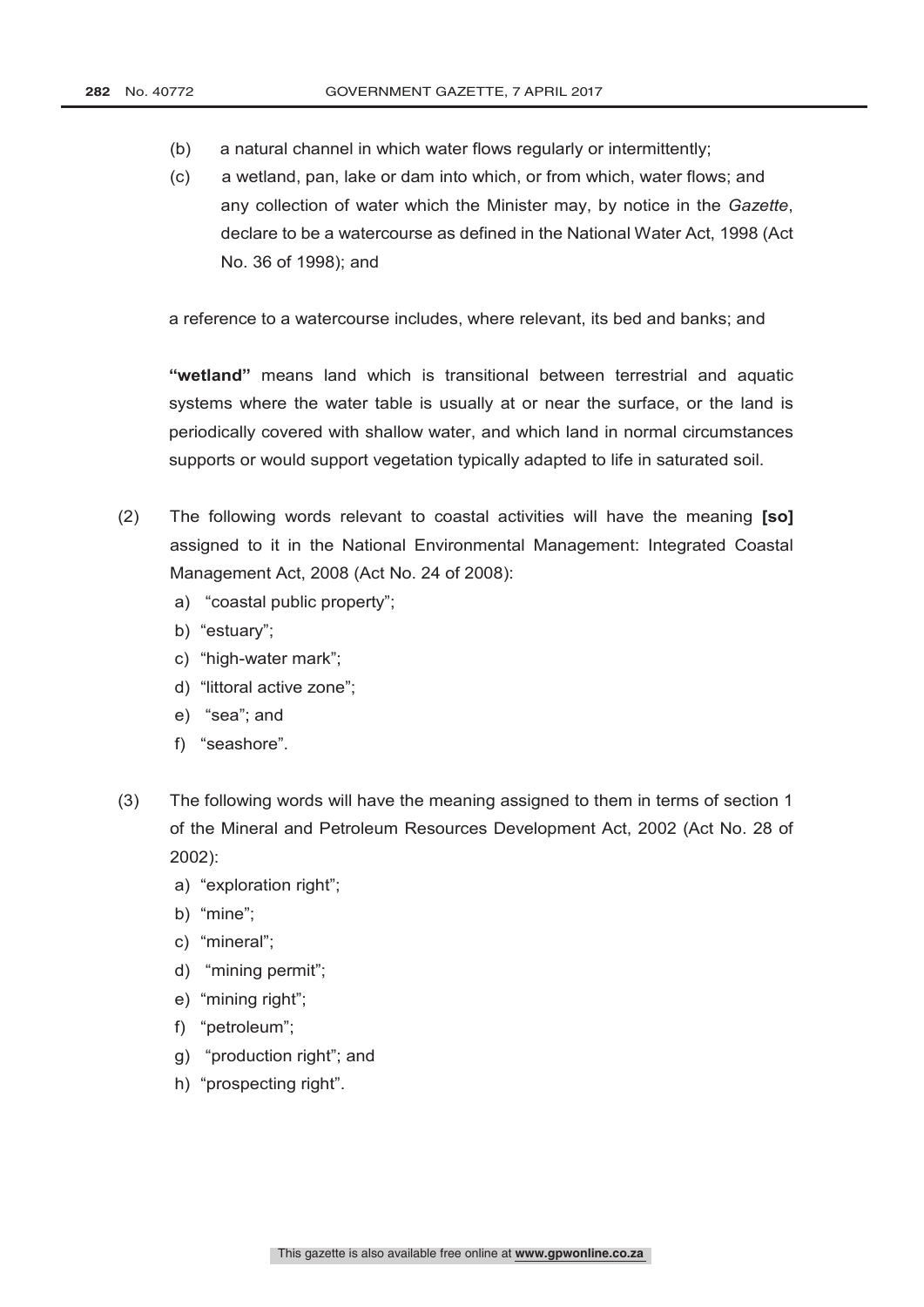(b) a natural channel in which water flows regularly or intermittently;

(c) a wetland, pan, lake or dam into which, or from which, water flows; and any collection of water which the Minister may, by notice in the *Gazette*, declare to be a watercourse as defined in the National Water Act, 1998 (Act No. 36 of 1998); and

a reference to a watercourse includes, where relevant, its bed and banks; and

**"wetland"** means land which is transitional between terrestrial and aquatic systems where the water table is usually at or near the surface, or the land is periodically covered with shallow water, and which land in normal circumstances supports or would support vegetation typically adapted to life in saturated soil.

(2) The following words relevant to coastal activities will have the meaning **[so]** assigned to it in the National Environmental Management: Integrated Coastal Management Act, 2008 (Act No. 24 of 2008):

a) "coastal public property";
b) "estuary";
c) "high-water mark";
d) "littoral active zone";
e) "sea"; and
f) "seashore".

(3) The following words will have the meaning assigned to them in terms of section 1 of the Mineral and Petroleum Resources Development Act, 2002 (Act No. 28 of 2002):

a) "exploration right";
b) "mine";
c) "mineral";
d) "mining permit";
e) "mining right";
f) "petroleum";
g) "production right"; and
h) "prospecting right".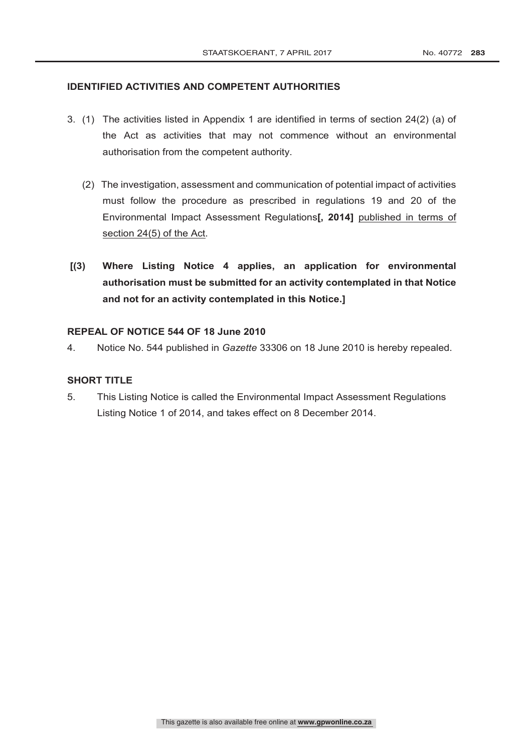## IDENTIFIED ACTIVITIES AND COMPETENT AUTHORITIES

3. (1) The activities listed in Appendix 1 are identified in terms of section 24(2) (a) of the Act as activities that may not commence without an environmental authorisation from the competent authority.

   (2) The investigation, assessment and communication of potential impact of activities must follow the procedure as prescribed in regulations 19 and 20 of the Environmental Impact Assessment Regulations**[, 2014]** <u>published in terms of section 24(5) of the Act</u>.

**[(3) Where Listing Notice 4 applies, an application for environmental authorisation must be submitted for an activity contemplated in that Notice and not for an activity contemplated in this Notice.]**

## REPEAL OF NOTICE 544 OF 18 June 2010

4. Notice No. 544 published in *Gazette* 33306 on 18 June 2010 is hereby repealed.

## SHORT TITLE

5. This Listing Notice is called the Environmental Impact Assessment Regulations Listing Notice 1 of 2014, and takes effect on 8 December 2014.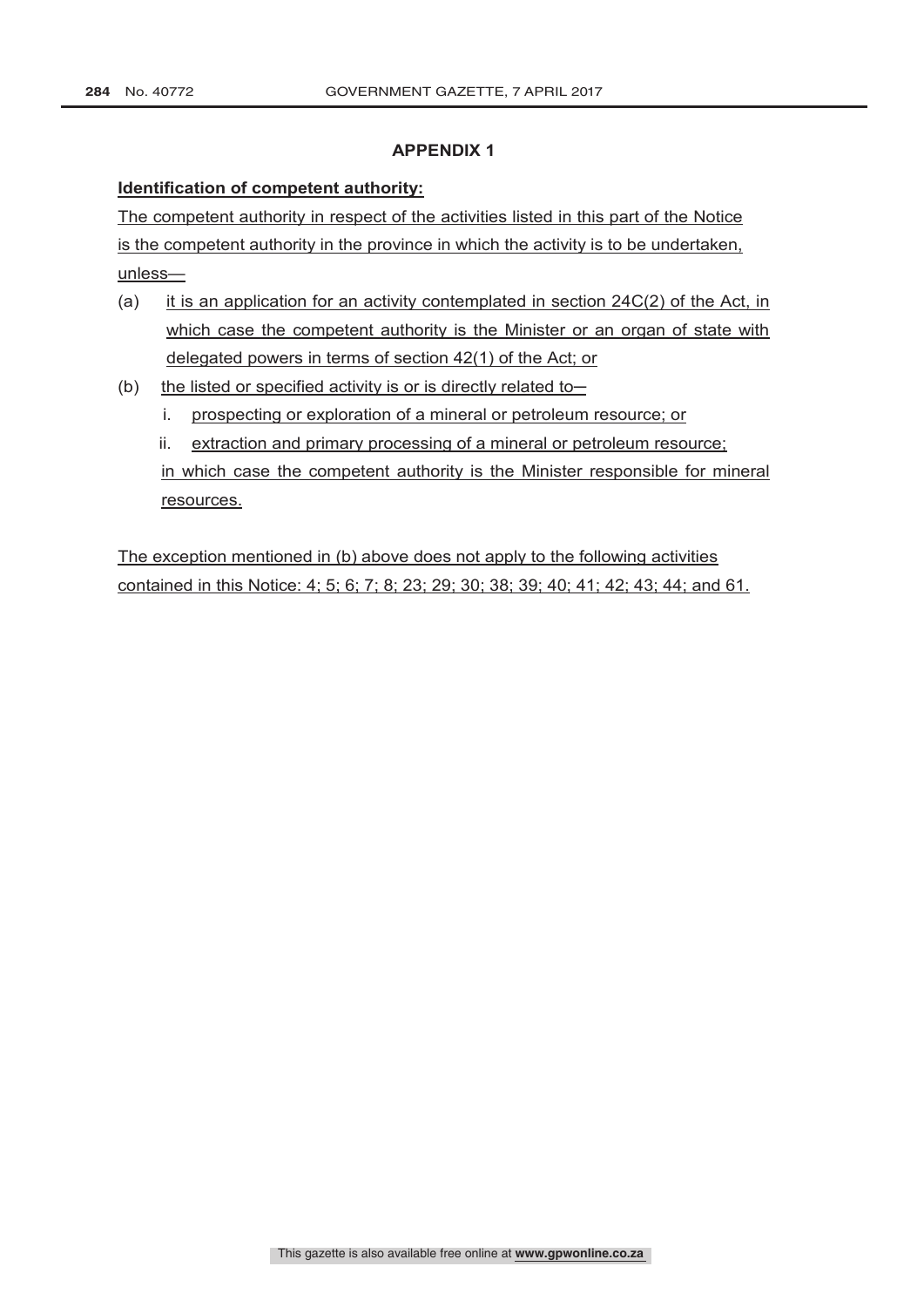## APPENDIX 1

**Identification of competent authority:**

The competent authority in respect of the activities listed in this part of the Notice is the competent authority in the province in which the activity is to be undertaken, unless—

(a) it is an application for an activity contemplated in section 24C(2) of the Act, in which case the competent authority is the Minister or an organ of state with delegated powers in terms of section 42(1) of the Act; or

(b) the listed or specified activity is or is directly related to—

  i. prospecting or exploration of a mineral or petroleum resource; or

  ii. extraction and primary processing of a mineral or petroleum resource;

  in which case the competent authority is the Minister responsible for mineral resources.

The exception mentioned in (b) above does not apply to the following activities contained in this Notice: 4; 5; 6; 7; 8; 23; 29; 30; 38; 39; 40; 41; 42; 43; 44; and 61.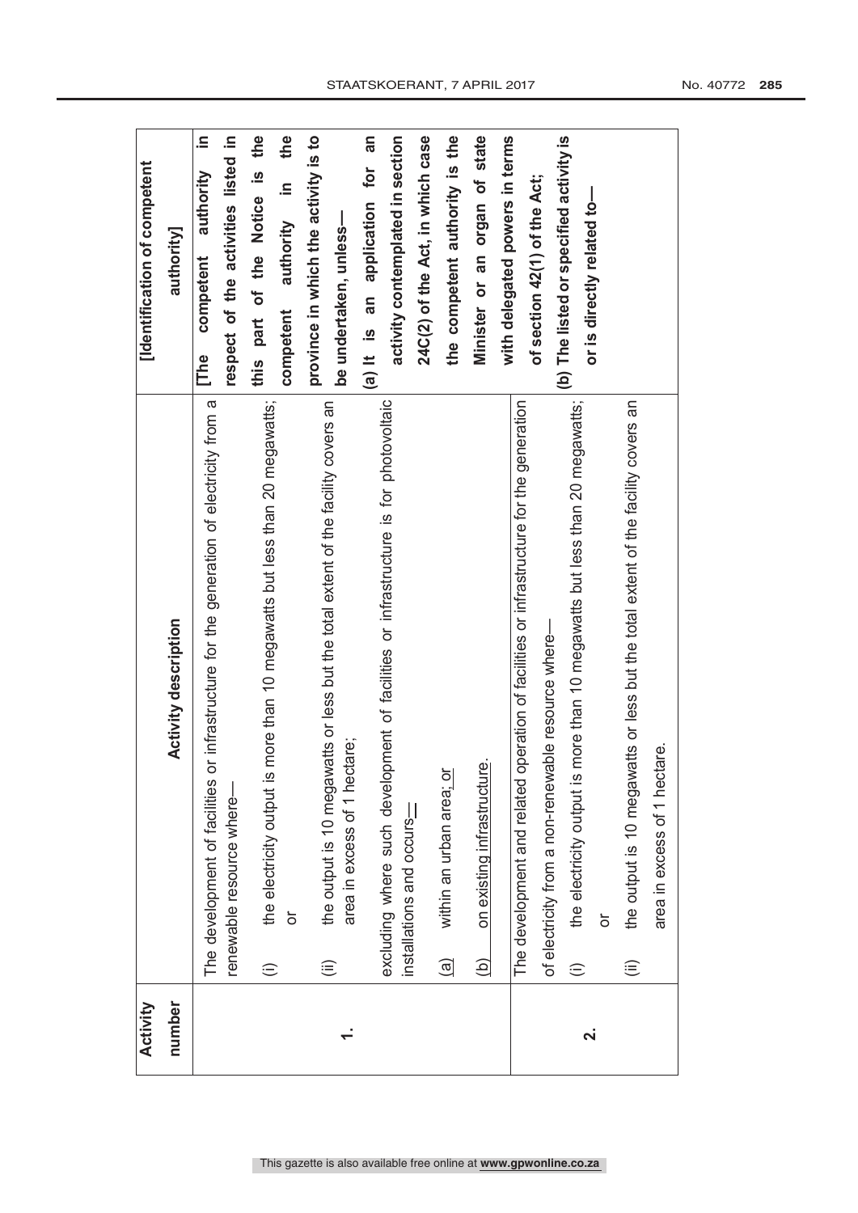| Activity number | Activity description | [Identification of competent authority] |
|---|---|---|
| 1. | The development of facilities or infrastructure for the generation of electricity from a renewable resource where—<br>(i) the electricity output is more than 10 megawatts but less than 20 megawatts; or<br>(ii) the output is 10 megawatts or less but the total extent of the facility covers an area in excess of 1 hectare;<br>excluding where such development of facilities or infrastructure is for photovoltaic installations and occurs—<br>(a) within an urban area; or<br>(b) on existing infrastructure. | **[The competent authority in respect of the activities listed in this part of the Notice is the competent authority in the province in which the activity is to be undertaken, unless—**<br>**(a) It is an application for an activity contemplated in section 24C(2) of the Act, in which case the competent authority is the Minister or an organ of state with delegated powers in terms of section 42(1) of the Act;**<br>**(b) The listed or specified activity is or is directly related to—** |
| 2. | The development and related operation of facilities or infrastructure for the generation of electricity from a non-renewable resource where—<br>(i) the electricity output is more than 10 megawatts but less than 20 megawatts; or<br>(ii) the output is 10 megawatts or less but the total extent of the facility covers an area in excess of 1 hectare. | |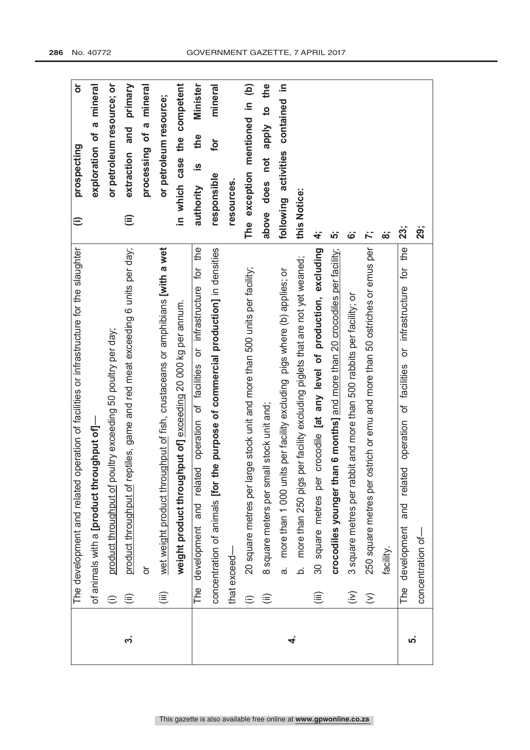| | | |
|---|---|---|
| 3. | The development and related operation of facilities or infrastructure for the slaughter of animals with a **[product throughput of]**—<br>(i) product throughput of poultry exceeding 50 poultry per day;<br>(ii) product throughput of reptiles, game and red meat exceeding 6 units per day; or<br>(iii) wet weight product throughput of fish, crustaceans or amphibians **[with a wet weight product throughput of]** exceeding 20 000 kg per annum. | **(i) prospecting or exploration of a mineral or petroleum resource; or**<br>**(ii) extraction and primary processing of a mineral or petroleum resource;**<br>**in which case the competent authority is the Minister responsible for mineral resources.** |
| 4. | The development and related operation of facilities or infrastructure for the concentration of animals **[for the purpose of commercial production]** in densities that exceed—<br>(i) 20 square metres per large stock unit and more than 500 units per facility;<br>(ii) 8 square meters per small stock unit and;<br>a. more than 1 000 units per facility excluding pigs where (b) applies; or<br>b. more than 250 pigs per facility excluding piglets that are not yet weaned;<br>(iii) 30 square metres per crocodile **[at any level of production, excluding crocodiles younger than 6 months]** and more than 20 crocodiles per facility;<br>(iv) 3 square metres per rabbit and more than 500 rabbits per facility; or<br>(v) 250 square metres per ostrich or emu and more than 50 ostriches or emus per facility. | **The exception mentioned in (b) above does not apply to the following activities contained in this Notice:**<br>**4;**<br>**5;**<br>**6;**<br>**7;**<br>**8;**<br>**23;**<br>**29;** |
| 5. | The development and related operation of facilities or infrastructure for the concentration of— | |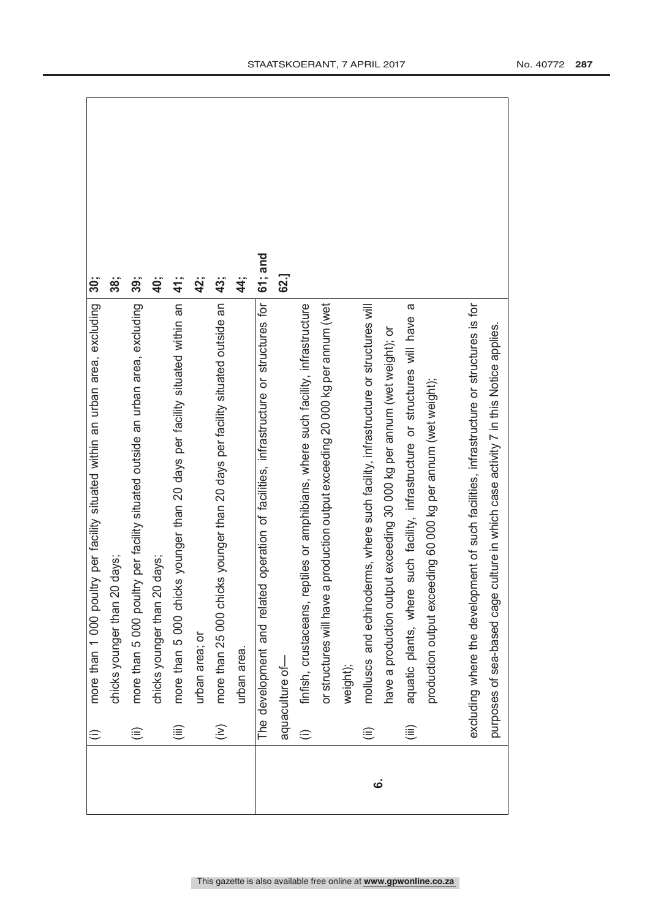| | | |
|---|---|---|
| | (i) more than 1 000 poultry per facility situated within an urban area, excluding chicks younger than 20 days; | 30; 38; |
| | (ii) more than 5 000 poultry per facility situated outside an urban area, excluding chicks younger than 20 days; | 39; 40; |
| | (iii) more than 5 000 chicks younger than 20 days per facility situated within an urban area; or | 41; 42; |
| | (iv) more than 25 000 chicks younger than 20 days per facility situated outside an urban area. | 43; 44; |
| **6.** | The development and related operation of facilities, infrastructure or structures for aquaculture of—<br>(i) finfish, crustaceans, reptiles or amphibians, where such facility, infrastructure or structures will have a production output exceeding 20 000 kg per annum (wet weight);<br>(ii) molluscs and echinoderms, where such facility, infrastructure or structures will have a production output exceeding 30 000 kg per annum (wet weight); or<br>(iii) aquatic plants, where such facility, infrastructure or structures will have a production output exceeding 60 000 kg per annum (wet weight);<br><br>excluding where the development of such facilities, infrastructure or structures is for purposes of sea-based cage culture in which case activity 7 in this Notice applies. | **61; and 62.]** |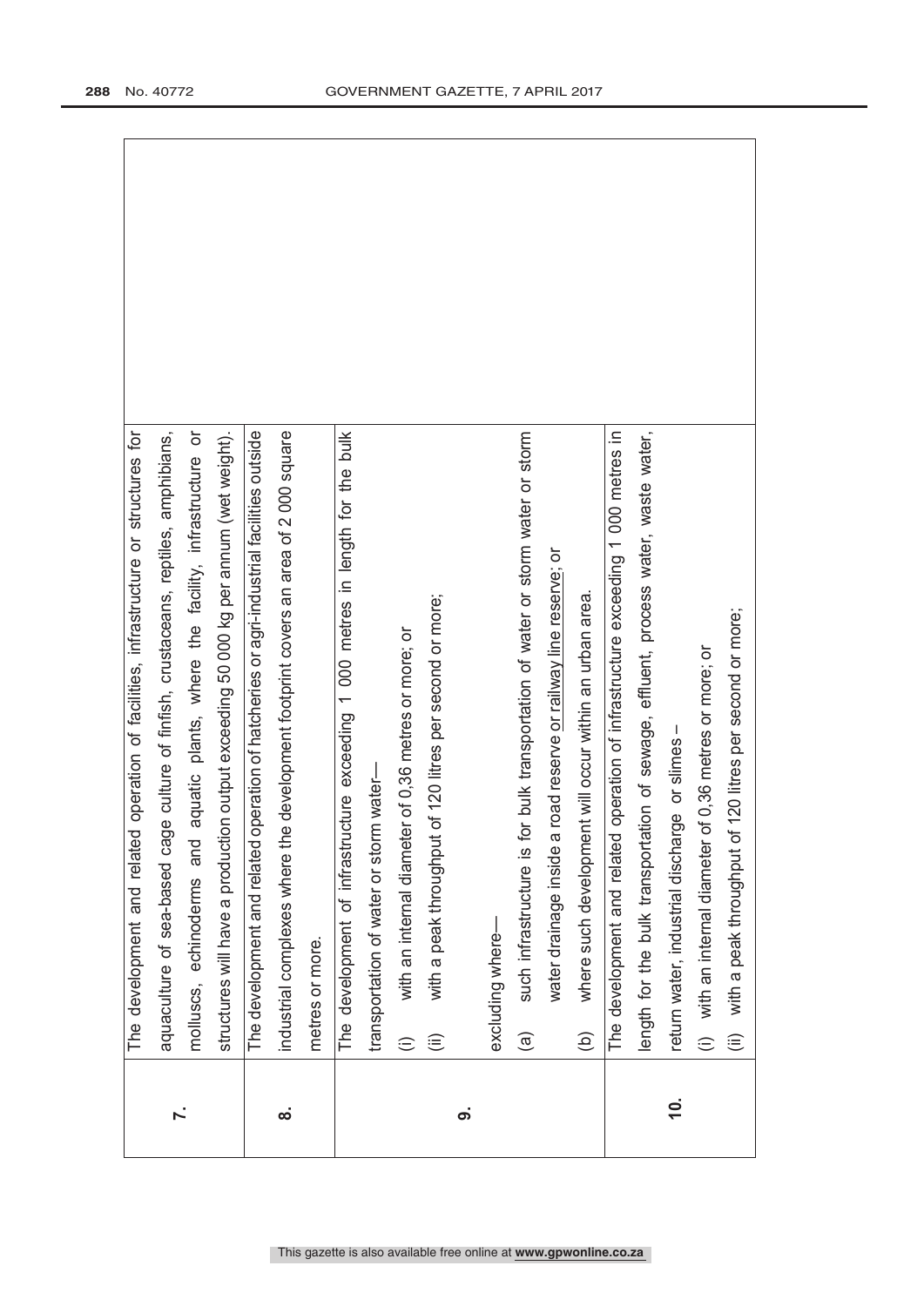| | | |
|---|---|---|
| **7.** | The development and related operation of facilities, infrastructure or structures for aquaculture of sea-based cage culture of finfish, crustaceans, reptiles, amphibians, molluscs, echinoderms and aquatic plants, where the facility, infrastructure or structures will have a production output exceeding 50 000 kg per annum (wet weight). | |
| **8.** | The development and related operation of hatcheries or agri-industrial facilities outside industrial complexes where the development footprint covers an area of 2 000 square metres or more. | |
| **9.** | The development of infrastructure exceeding 1 000 metres in length for the bulk transportation of water or storm water—<br>(i) with an internal diameter of 0,36 metres or more; or<br>(ii) with a peak throughput of 120 litres per second or more;<br><br>excluding where—<br>(a) such infrastructure is for bulk transportation of water or storm water or storm water drainage inside a road reserve or railway line reserve; or<br>(b) where such development will occur within an urban area. | |
| **10.** | The development and related operation of infrastructure exceeding 1 000 metres in length for the bulk transportation of sewage, effluent, process water, waste water, return water, industrial discharge or slimes –<br>(i) with an internal diameter of 0,36 metres or more; or<br>(ii) with a peak throughput of 120 litres per second or more; | |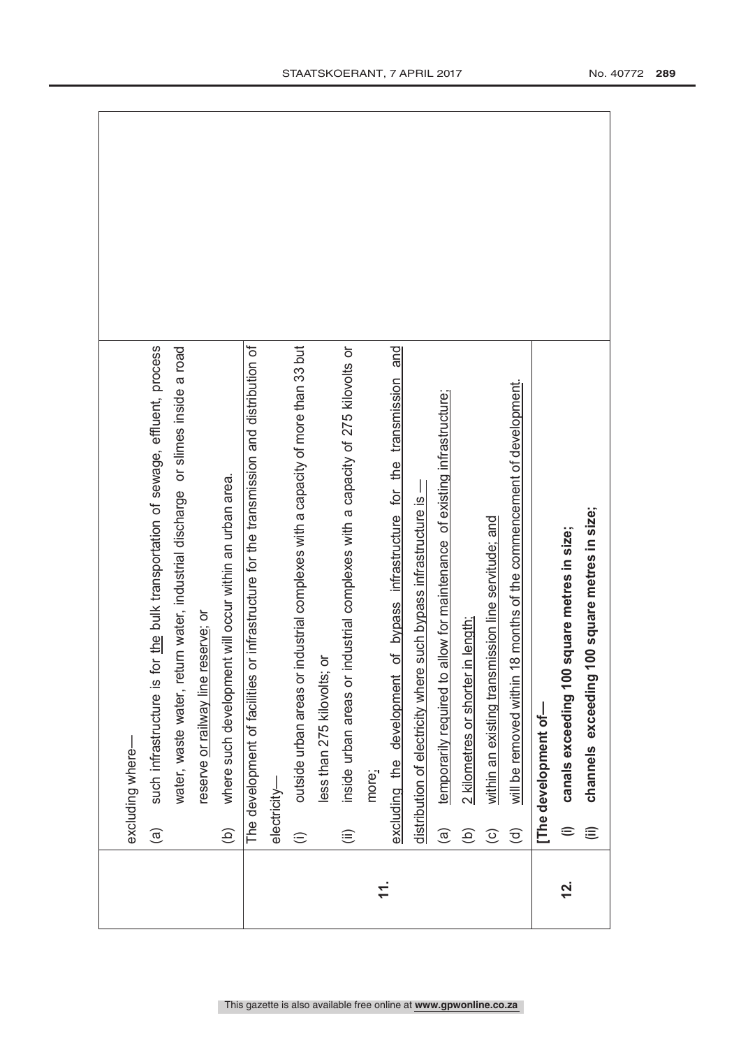| | | |
|---|---|---|
| | excluding where—<br>(a) such infrastructure is for the bulk transportation of sewage, effluent, process water, waste water, return water, industrial discharge or slimes inside a road reserve or railway line reserve; or<br>(b) where such development will occur within an urban area. | |
| 11. | The development of facilities or infrastructure for the transmission and distribution of electricity—<br>(i) outside urban areas or industrial complexes with a capacity of more than 33 but less than 275 kilovolts; or<br>(ii) inside urban areas or industrial complexes with a capacity of 275 kilovolts or more;<br>excluding the development of bypass infrastructure for the transmission and distribution of electricity where such bypass infrastructure is —<br>(a) temporarily required to allow for maintenance of existing infrastructure;<br>(b) 2 kilometres or shorter in length;<br>(c) within an existing transmission line servitude; and<br>(d) will be removed within 18 months of the commencement of development. | |
| 12. | **[The development of—**<br>**(i) canals exceeding 100 square metres in size;**<br>**(ii) channels exceeding 100 square metres in size;** | |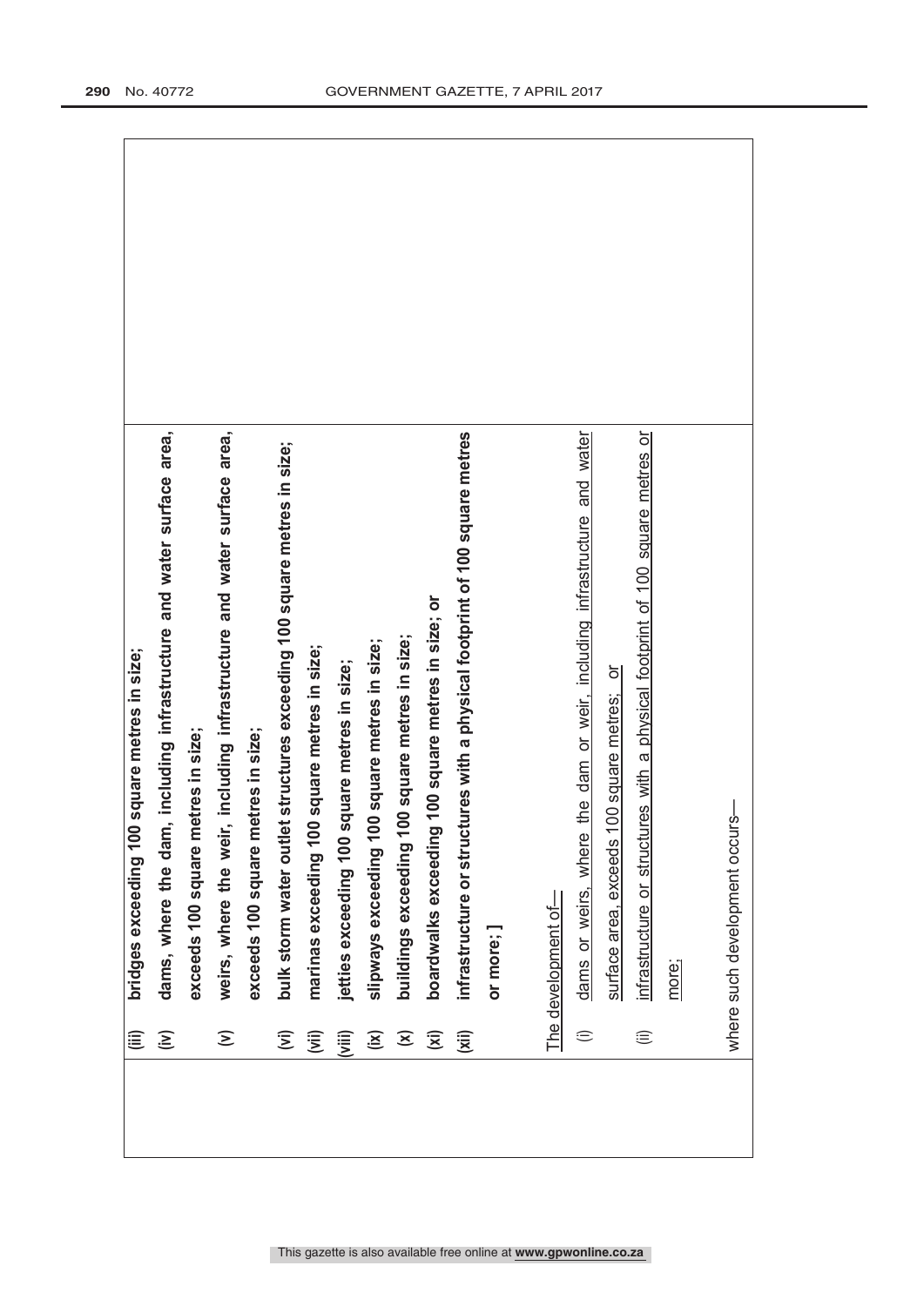| | |
|---|---|
| **(iii) bridges exceeding 100 square metres in size;**<br>**(iv) dams, where the dam, including infrastructure and water surface area, exceeds 100 square metres in size;**<br>**(v) weirs, where the weir, including infrastructure and water surface area, exceeds 100 square metres in size;**<br>**(vi) bulk storm water outlet structures exceeding 100 square metres in size;**<br>**(vii) marinas exceeding 100 square metres in size;**<br>**(viii) jetties exceeding 100 square metres in size;**<br>**(ix) slipways exceeding 100 square metres in size;**<br>**(x) buildings exceeding 100 square metres in size;**<br>**(xi) boardwalks exceeding 100 square metres in size; or**<br>**(xii) infrastructure or structures with a physical footprint of 100 square metres or more; ]**<br><br><u>The development of—</u><br>(i) <u>dams or weirs, where the dam or weir, including infrastructure and water surface area, exceeds 100 square metres; or</u><br>(ii) <u>infrastructure or structures with a physical footprint of 100 square metres or more;</u><br><br>where such development occurs— | |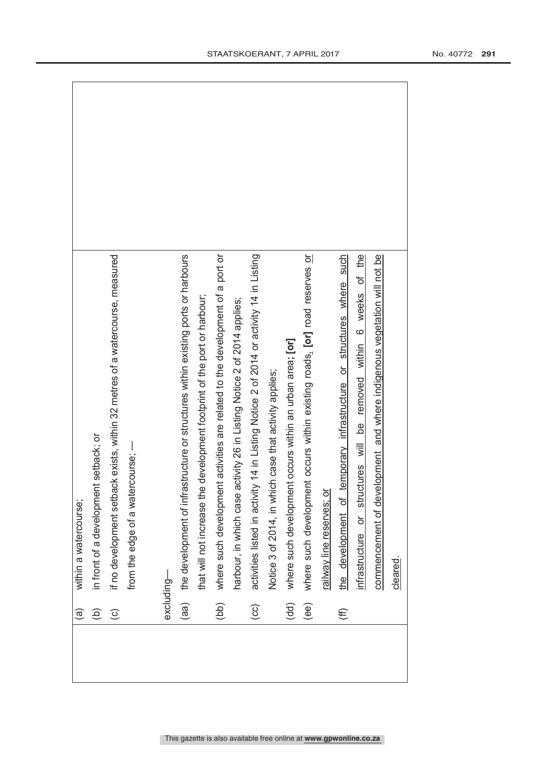| | | |
|---|---|---|
| | (a) within a watercourse;<br>(b) in front of a development setback; or<br>(c) if no development setback exists, within 32 metres of a watercourse, measured from the edge of a watercourse; —<br><br>excluding—<br>(aa) the development of infrastructure or structures within existing ports or harbours that will not increase the development footprint of the port or harbour;<br>(bb) where such development activities are related to the development of a port or harbour, in which case activity 26 in Listing Notice 2 of 2014 applies;<br>(cc) activities listed in activity 14 in Listing Notice 2 of 2014 or activity 14 in Listing Notice 3 of 2014, in which case that activity applies;<br>(dd) where such development occurs within an urban area; **[or]**<br>(ee) where such development occurs within existing roads, **[or]** road reserves <u>or railway line reserves; or</u><br>(ff) <u>the development of temporary infrastructure or structures where such infrastructure or structures will be removed within 6 weeks of the commencement of development and where indigenous vegetation will not be cleared</u>. | |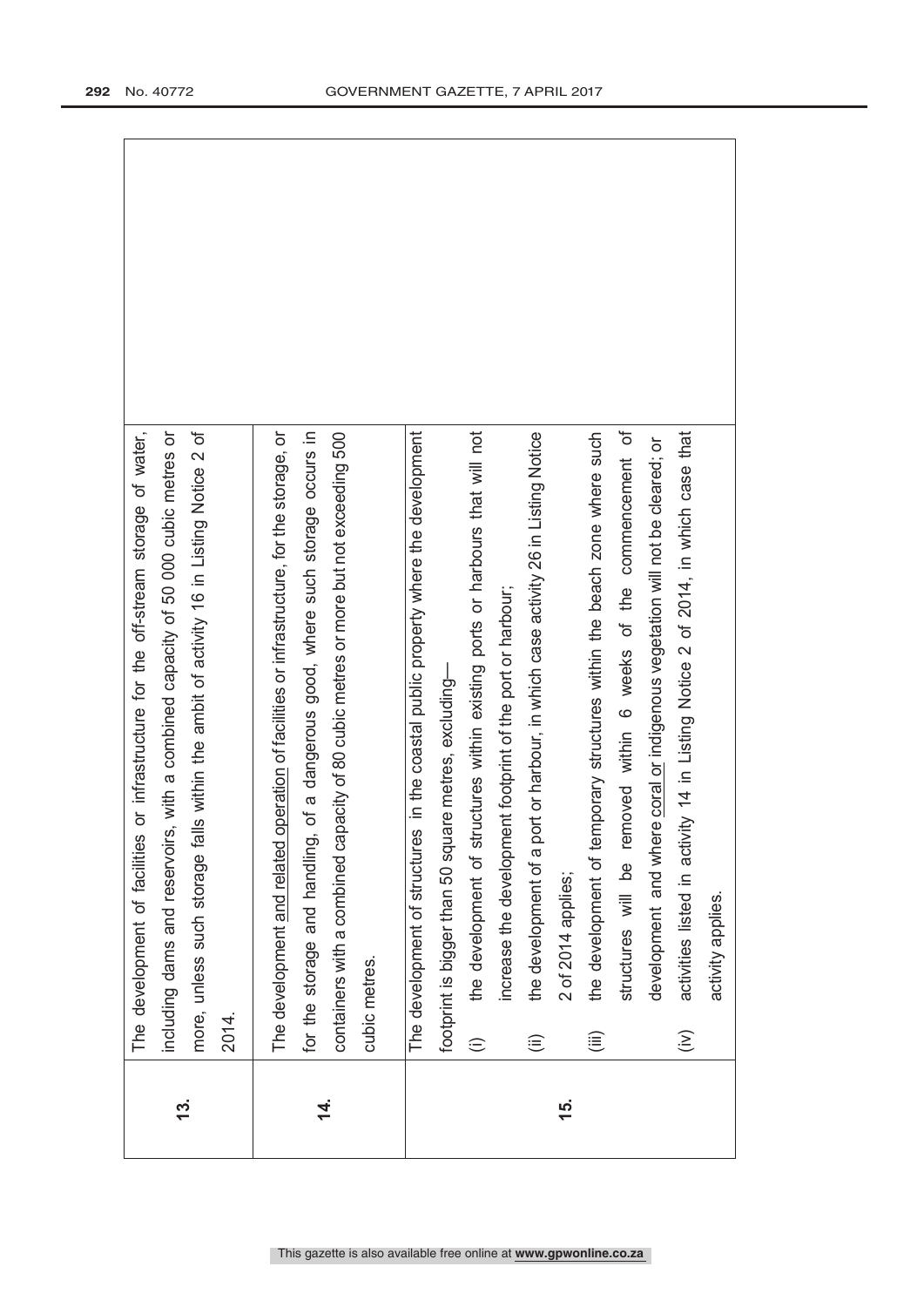| | | |
|---|---|---|
| 13. | The development of facilities or infrastructure for the off-stream storage of water, including dams and reservoirs, with a combined capacity of 50 000 cubic metres or more, unless such storage falls within the ambit of activity 16 in Listing Notice 2 of 2014. | |
| 14. | The development <u>and related operation</u> of facilities or infrastructure, for the storage, or for the storage and handling, of a dangerous good, where such storage occurs in containers with a combined capacity of 80 cubic metres or more but not exceeding 500 cubic metres. | |
| 15. | The development of structures in the coastal public property where the development footprint is bigger than 50 square metres, excluding—<br>(i) the development of structures within existing ports or harbours that will not increase the development footprint of the port or harbour;<br>(ii) the development of a port or harbour, in which case activity 26 in Listing Notice 2 of 2014 applies;<br>(iii) the development of temporary structures within the beach zone where such structures will be removed within 6 weeks of the commencement of development and where <u>coral or</u> indigenous vegetation will not be cleared; or<br>(iv) activities listed in activity 14 in Listing Notice 2 of 2014, in which case that activity applies. | |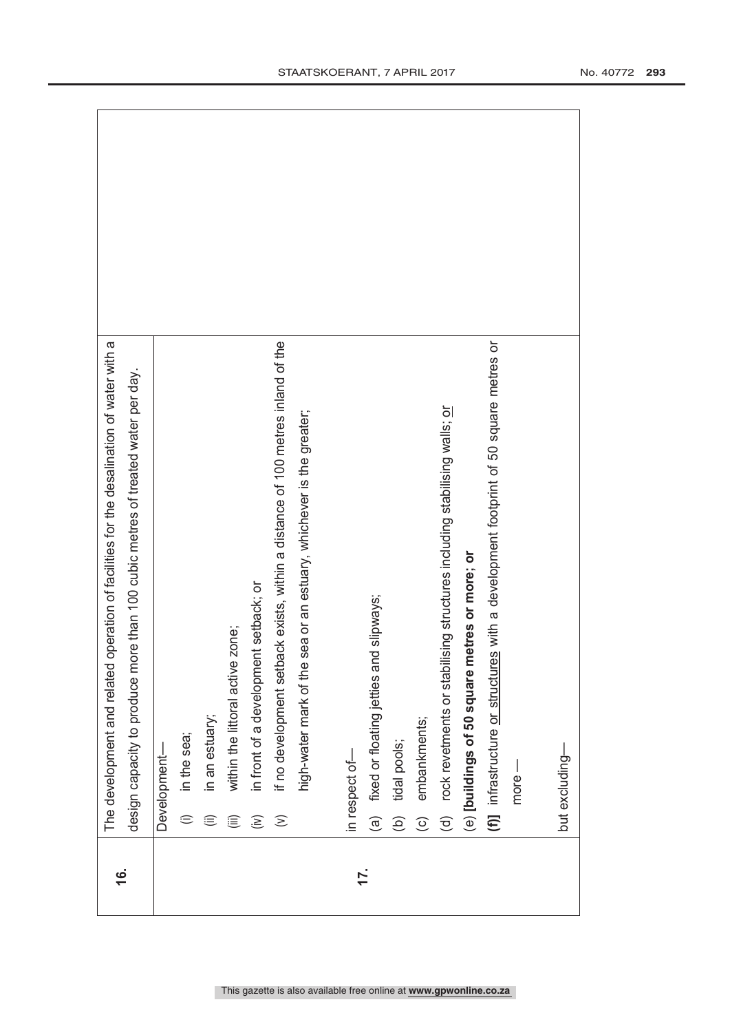| | | |
|---|---|---|
| **16.** | The development and related operation of facilities for the desalination of water with a design capacity to produce more than 100 cubic metres of treated water per day. | |
| **17.** | Development—<br>(i) in the sea;<br>(ii) in an estuary;<br>(iii) within the littoral active zone;<br>(iv) in front of a development setback; or<br>(v) if no development setback exists, within a distance of 100 metres inland of the high-water mark of the sea or an estuary, whichever is the greater;<br><br>in respect of—<br>(a) fixed or floating jetties and slipways;<br>(b) tidal pools;<br>(c) embankments;<br>(d) rock revetments or stabilising structures including stabilising walls; <u>or</u><br>(e) **[buildings of 50 square metres or more; or**<br>**(f)]** infrastructure <u>or structures</u> with a development footprint of 50 square metres or more —<br><br>but excluding— | |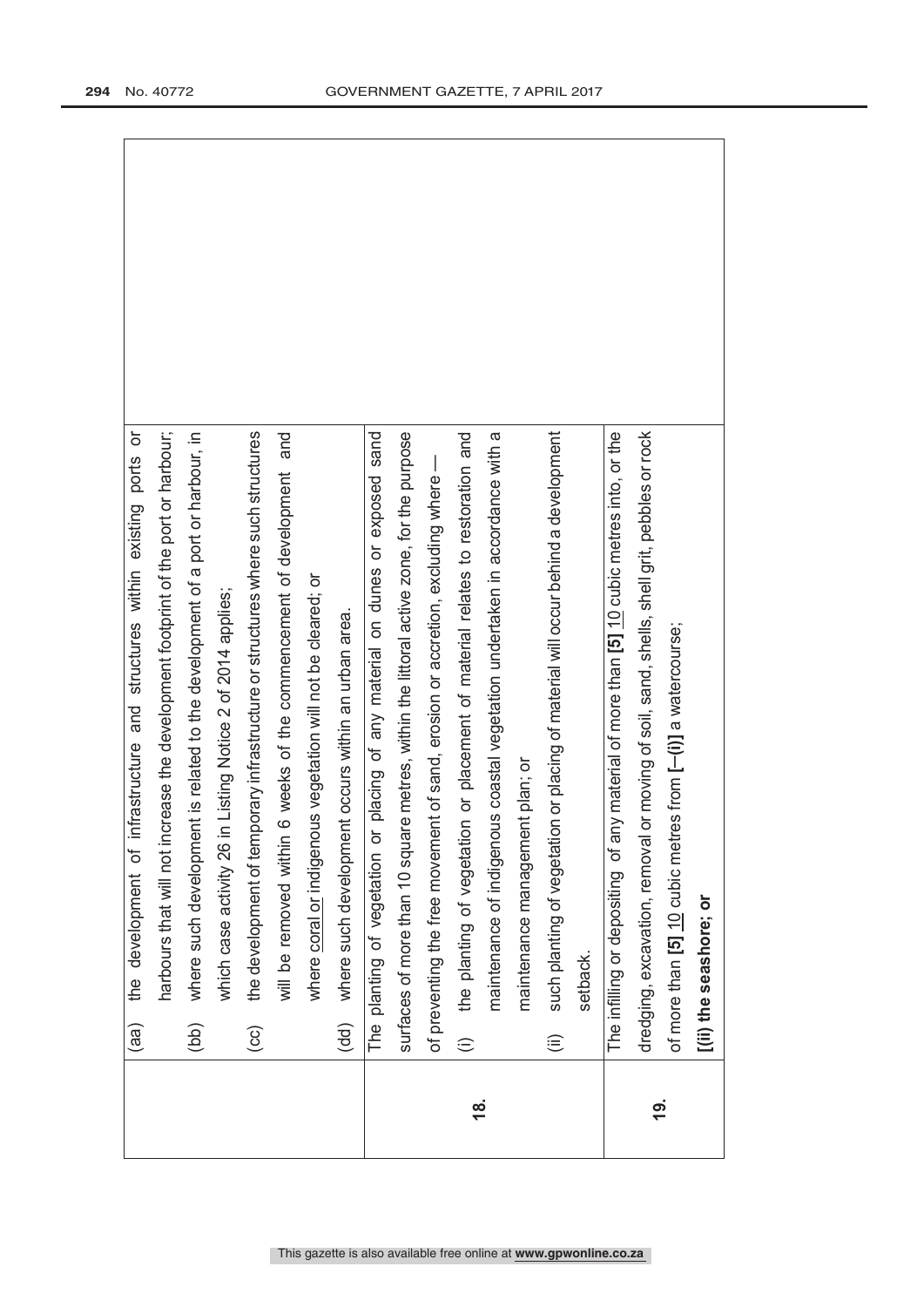| | | |
|---|---|---|
| | (aa) the development of infrastructure and structures within existing ports or harbours that will not increase the development footprint of the port or harbour;<br>(bb) where such development is related to the development of a port or harbour, in which case activity 26 in Listing Notice 2 of 2014 applies;<br>(cc) the development of temporary infrastructure or structures where such structures will be removed within 6 weeks of the commencement of development and where coral or indigenous vegetation will not be cleared; or<br>(dd) where such development occurs within an urban area. | |
| **18.** | The planting of vegetation or placing of any material on dunes or exposed sand surfaces of more than 10 square metres, within the littoral active zone, for the purpose of preventing the free movement of sand, erosion or accretion, excluding where —<br>(i) the planting of vegetation or placement of material relates to restoration and maintenance of indigenous coastal vegetation undertaken in accordance with a maintenance management plan; or<br>(ii) such planting of vegetation or placing of material will occur behind a development setback. | |
| **19.** | The infilling or depositing of any material of more than **[5]** 10 cubic metres into, or the dredging, excavation, removal or moving of soil, sand, shells, shell grit, pebbles or rock of more than **[5]** 10 cubic metres from **[—(i)]** a watercourse;<br>**[(ii) the seashore; or** | |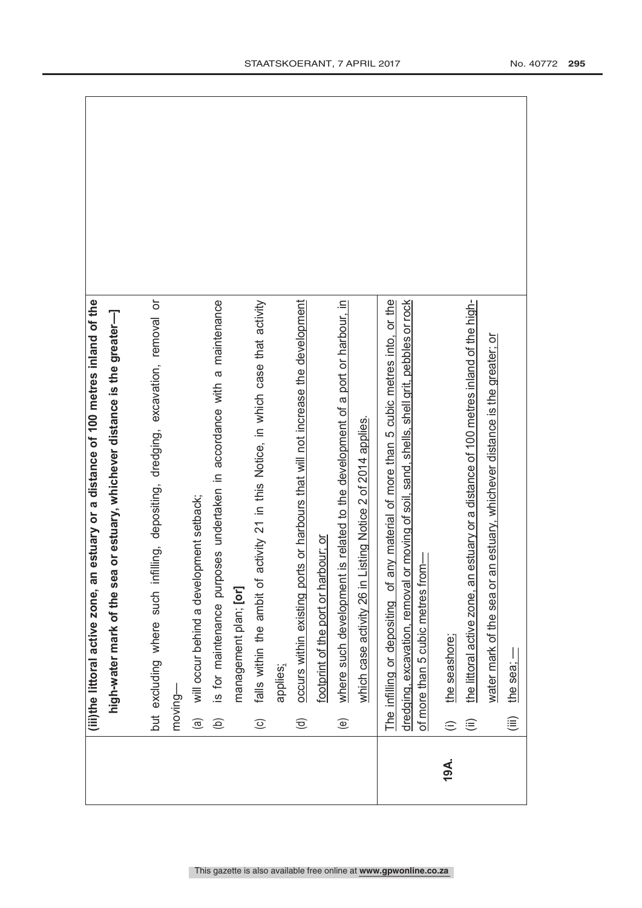| | | |
|---|---|---|
| | **(iii) the littoral active zone, an estuary or a distance of 100 metres inland of the high-water mark of the sea or estuary, whichever distance is the greater—]**<br><br>but excluding where such infilling, depositing, dredging, excavation, removal or moving—<br><br>(a) will occur behind a development setback;<br>(b) is for maintenance purposes undertaken in accordance with a maintenance management plan; **[or]**<br>(c) falls within the ambit of activity 21 in this Notice, in which case that activity applies;<br>(d) occurs within existing ports or harbours that will not increase the development footprint of the port or harbour; or<br>(e) where such development is related to the development of a port or harbour, in which case activity 26 in Listing Notice 2 of 2014 applies. | |
| **19A.** | The infilling or depositing of any material of more than 5 cubic metres into, or the dredging, excavation, removal or moving of soil, sand, shells, shell grit, pebbles or rock of more than 5 cubic metres from—<br><br>(i) the seashore;<br>(ii) the littoral active zone, an estuary or a distance of 100 metres inland of the high-water mark of the sea or an estuary, whichever distance is the greater; or<br>(iii) the sea; — | |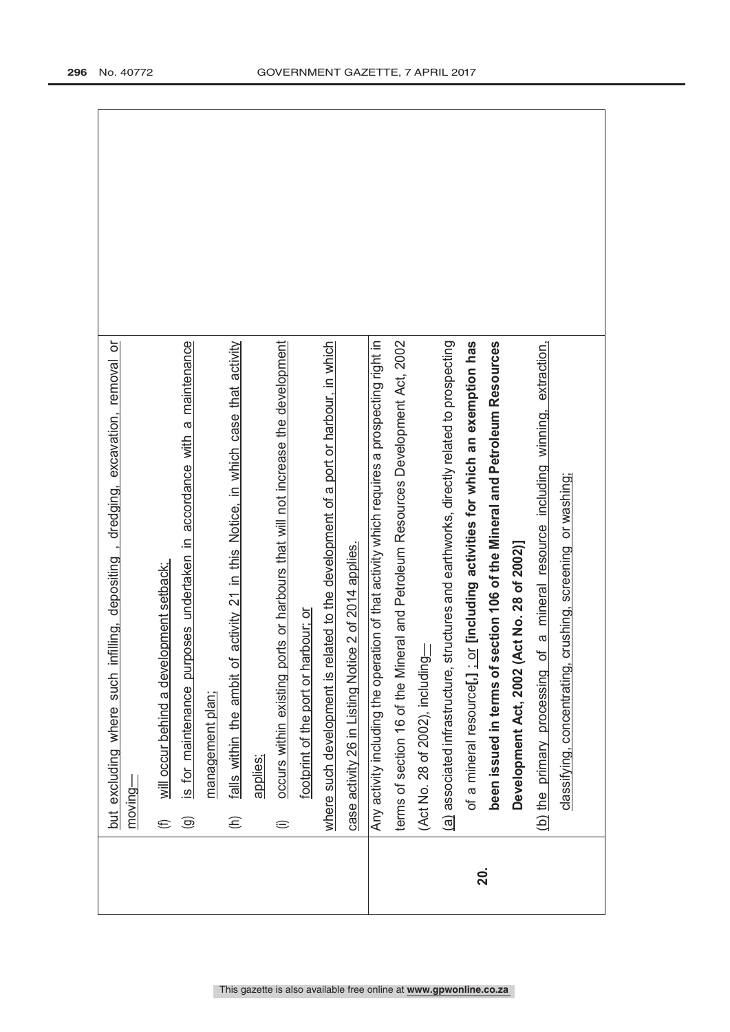| | | |
|---|---|---|
| | but excluding where such infilling, depositing , dredging, excavation, removal or moving—<br>(f) will occur behind a development setback;<br>(g) is for maintenance purposes undertaken in accordance with a maintenance management plan;<br>(h) falls within the ambit of activity 21 in this Notice, in which case that activity applies;<br>(i) occurs within existing ports or harbours that will not increase the development footprint of the port or harbour; or<br>where such development is related to the development of a port or harbour, in which case activity 26 in Listing Notice 2 of 2014 applies. | |
| **20.** | Any activity including the operation of that activity which requires a prospecting right in terms of section 16 of the Mineral and Petroleum Resources Development Act, 2002 (Act No. 28 of 2002), including—<br>(a) associated infrastructure, structures and earthworks, directly related to prospecting of a mineral resource**[,]** ; or **[including activities for which an exemption has been issued in terms of section 106 of the Mineral and Petroleum Resources Development Act, 2002 (Act No. 28 of 2002)]**<br>(b) the primary processing of a mineral resource including winning, extraction, classifying, concentrating, crushing, screening or washing; | |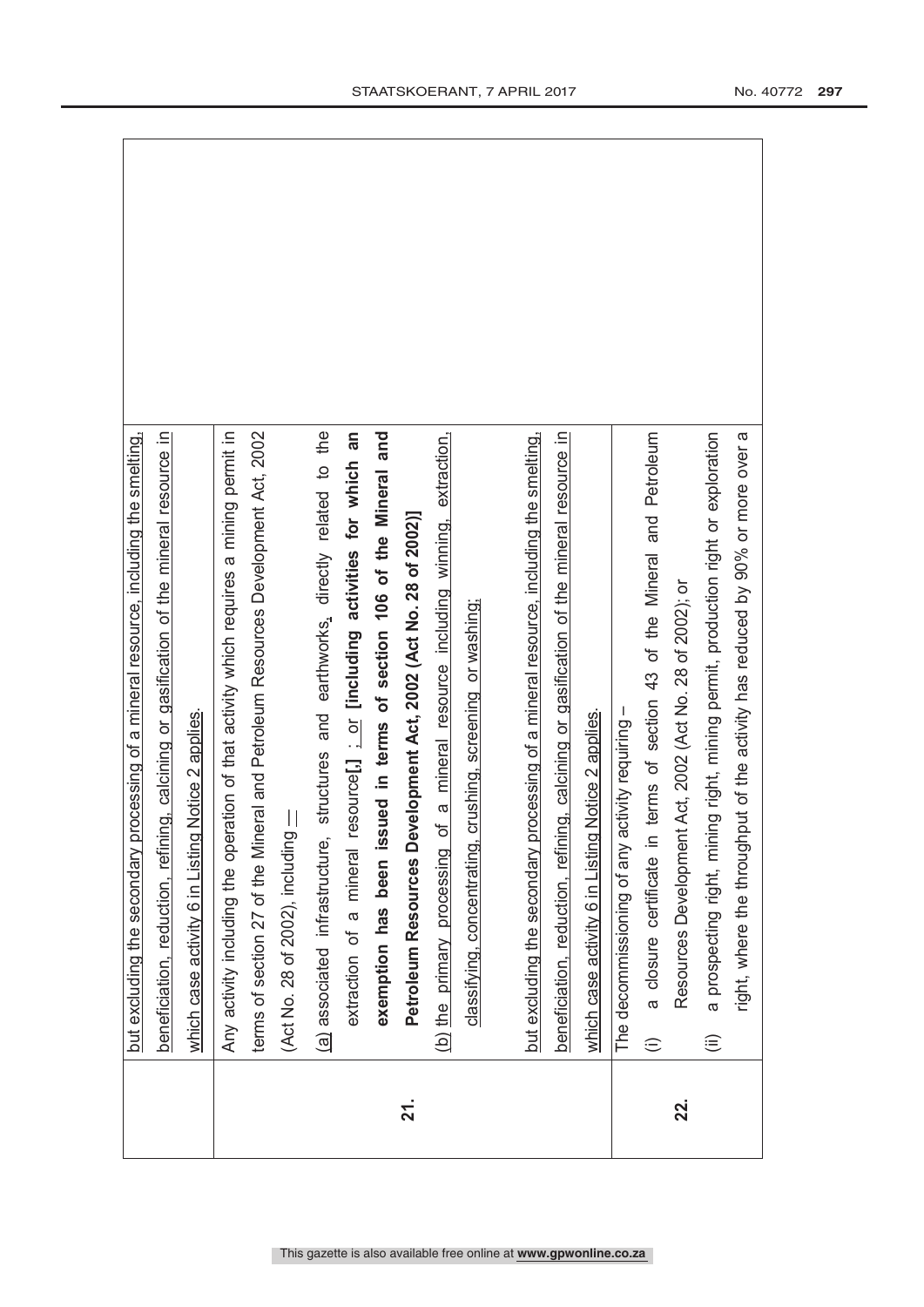| | | |
|---|---|---|
| | but excluding the secondary processing of a mineral resource, including the smelting, beneficiation, reduction, refining, calcining or gasification of the mineral resource in which case activity 6 in Listing Notice 2 applies. | |
| **21.** | Any activity including the operation of that activity which requires a mining permit in terms of section 27 of the Mineral and Petroleum Resources Development Act, 2002 (Act No. 28 of 2002), including —<br><br>(a) associated infrastructure, structures and earthworks, directly related to the extraction of a mineral resource[,] ; or **[including activities for which an exemption has been issued in terms of section 106 of the Mineral and Petroleum Resources Development Act, 2002 (Act No. 28 of 2002)]**<br><br>(b) the primary processing of a mineral resource including winning, extraction, classifying, concentrating, crushing, screening or washing;<br><br>but excluding the secondary processing of a mineral resource, including the smelting, beneficiation, reduction, refining, calcining or gasification of the mineral resource in which case activity 6 in Listing Notice 2 applies. | |
| **22.** | The decommissioning of any activity requiring –<br><br>(i) a closure certificate in terms of section 43 of the Mineral and Petroleum Resources Development Act, 2002 (Act No. 28 of 2002); or<br><br>(ii) a prospecting right, mining right, mining permit, production right or exploration right, where the throughput of the activity has reduced by 90% or more over a | |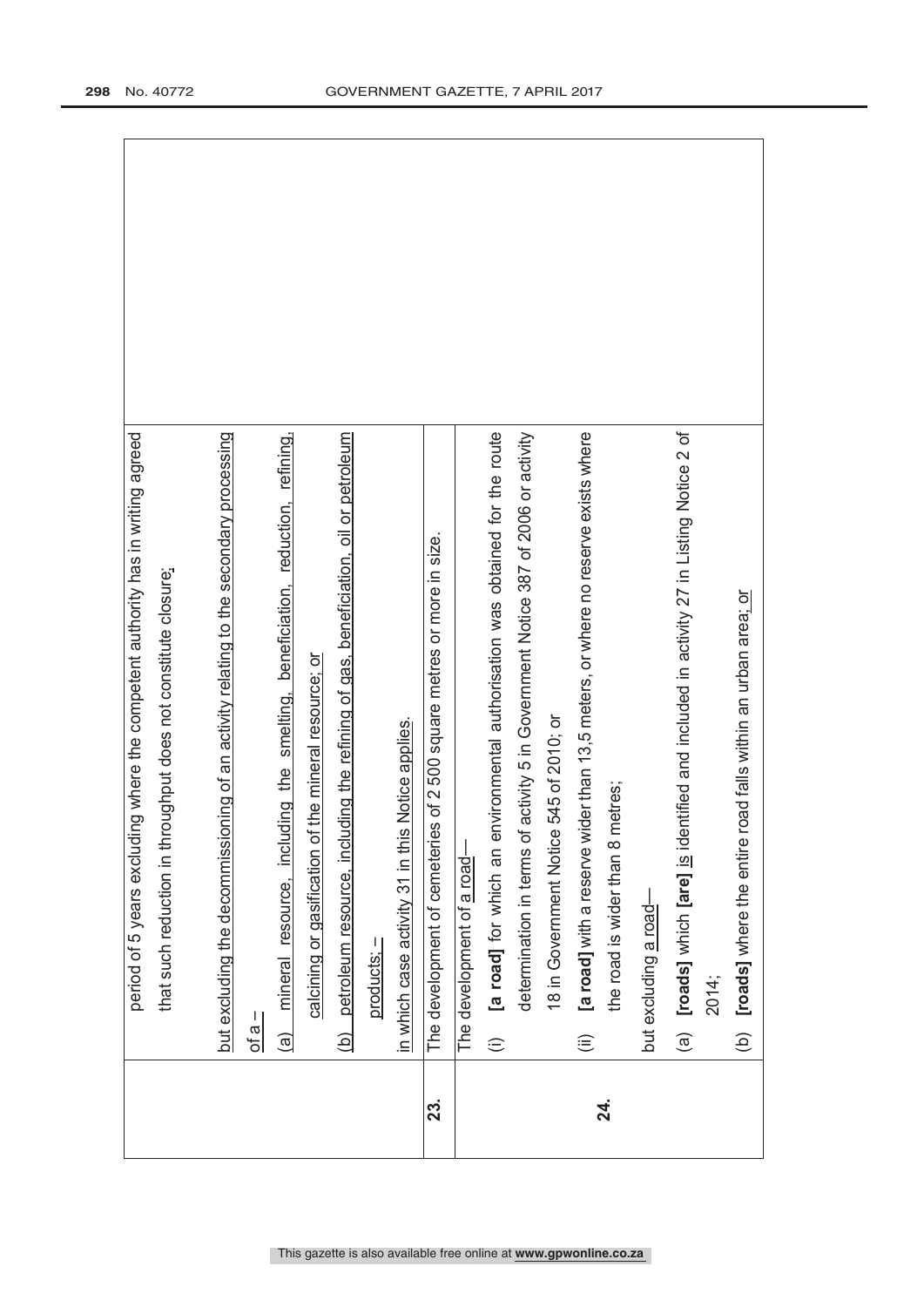| | | |
|---|---|---|
| | period of 5 years excluding where the competent authority has in writing agreed that such reduction in throughput does not constitute closure;<br><br>but excluding the decommissioning of an activity relating to the secondary processing of a –<br>(a) mineral resource, including the smelting, beneficiation, reduction, refining, calcining or gasification of the mineral resource; or<br>(b) petroleum resource, including the refining of gas, beneficiation, oil or petroleum products; –<br><br>in which case activity 31 in this Notice applies. | |
| **23.** | The development of cemeteries of 2 500 square metres or more in size. | |
| **24.** | The development of a road—<br>(i) **[a road]** for which an environmental authorisation was obtained for the route determination in terms of activity 5 in Government Notice 387 of 2006 or activity 18 in Government Notice 545 of 2010; or<br>(ii) **[a road]** with a reserve wider than 13,5 meters, or where no reserve exists where the road is wider than 8 metres;<br><br>but excluding a road—<br>(a) **[roads]** which **[are]** is identified and included in activity 27 in Listing Notice 2 of 2014;<br>(b) **[roads]** where the entire road falls within an urban area; or | |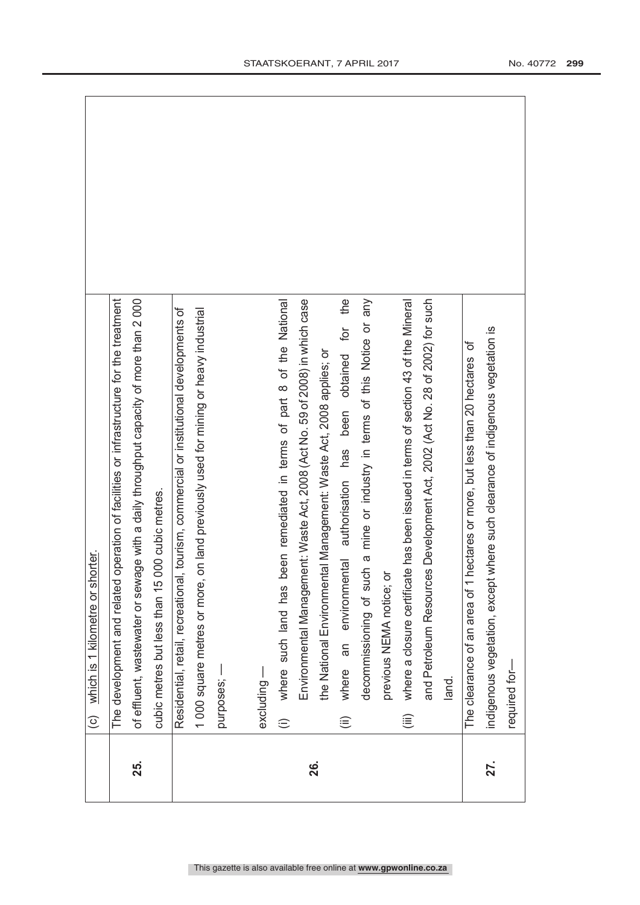| | | |
|---|---|---|
| | (c) which is 1 kilometre or shorter. | |
| **25.** | The development and related operation of facilities or infrastructure for the treatment of effluent, wastewater or sewage with a daily throughput capacity of more than 2 000 cubic metres but less than 15 000 cubic metres. | |
| **26.** | Residential, retail, recreational, tourism, commercial or institutional developments of 1 000 square metres or more, on land previously used for mining or heavy industrial purposes; —<br><br>excluding —<br>(i) where such land has been remediated in terms of part 8 of the National Environmental Management: Waste Act, 2008 (Act No. 59 of 2008) in which case the National Environmental Management: Waste Act, 2008 applies; or<br>(ii) where an environmental authorisation has been obtained for the decommissioning of such a mine or industry in terms of this Notice or any previous NEMA notice; or<br>(iii) where a closure certificate has been issued in terms of section 43 of the Mineral and Petroleum Resources Development Act, 2002 (Act No. 28 of 2002) for such land. | |
| **27.** | The clearance of an area of 1 hectares or more, but less than 20 hectares of indigenous vegetation, except where such clearance of indigenous vegetation is required for— | |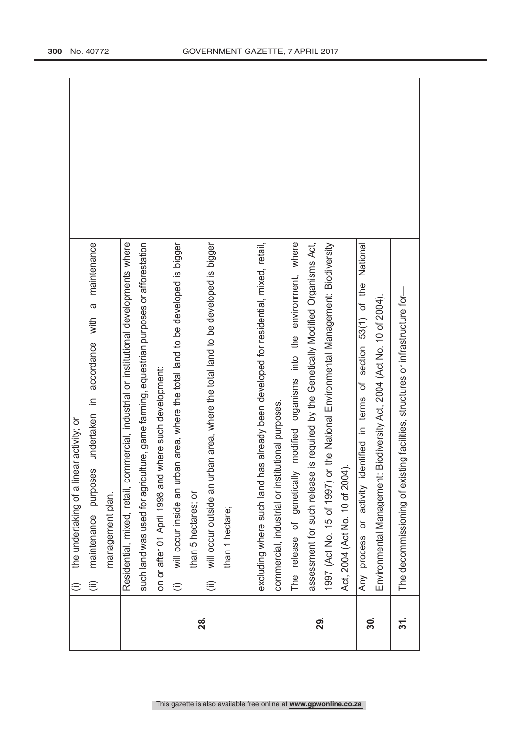| | | |
|---|---|---|
| | (i) the undertaking of a linear activity; or<br>(ii) maintenance purposes undertaken in accordance with a maintenance management plan. | |
| **28.** | Residential, mixed, retail, commercial, industrial or institutional developments where such land was used for agriculture, game farming, equestrian purposes or afforestation on or after 01 April 1998 and where such development:<br>(i) will occur inside an urban area, where the total land to be developed is bigger than 5 hectares; or<br>(ii) will occur outside an urban area, where the total land to be developed is bigger than 1 hectare;<br><br>excluding where such land has already been developed for residential, mixed, retail, commercial, industrial or institutional purposes. | |
| **29.** | The release of genetically modified organisms into the environment, where assessment for such release is required by the Genetically Modified Organisms Act, 1997 (Act No. 15 of 1997) or the National Environmental Management: Biodiversity Act, 2004 (Act No. 10 of 2004). | |
| **30.** | Any process or activity identified in terms of section 53(1) of the National Environmental Management: Biodiversity Act, 2004 (Act No. 10 of 2004). | |
| **31.** | The decommissioning of existing facilities, structures or infrastructure for— | |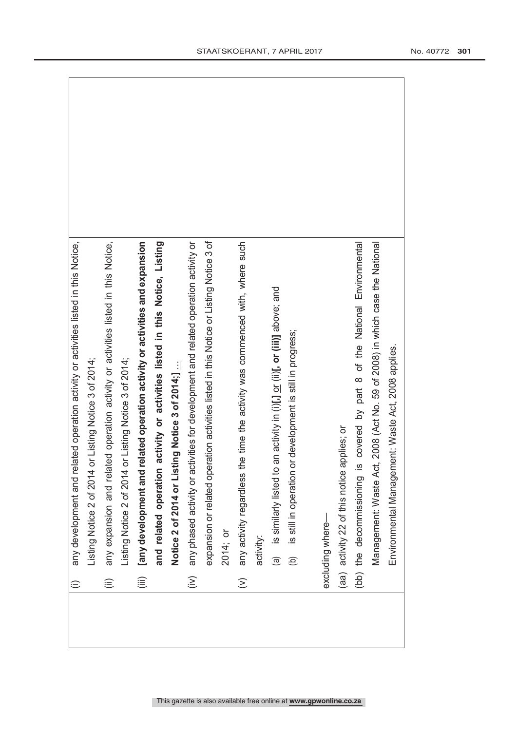| | | |
|---|---|---|
| | (i) any development and related operation activity or activities listed in this Notice, Listing Notice 2 of 2014 or Listing Notice 3 of 2014;<br>(ii) any expansion and related operation activity or activities listed in this Notice, Listing Notice 2 of 2014 or Listing Notice 3 of 2014;<br>(iii) **[any development and related operation activity or activities and expansion and related operation activity or activities listed in this Notice, Listing Notice 2 of 2014 or Listing Notice 3 of 2014;]** ...<br>(iv) any phased activity or activities for development and related operation activity or expansion or related operation activities listed in this Notice or Listing Notice 3 of 2014; or<br>(v) any activity regardless the time the activity was commenced with, where such activity:<br>(a) is similarly listed to an activity in (i)**[,]** or (ii)**[, or (iii)]** above; and<br>(b) is still in operation or development is still in progress;<br><br>excluding where—<br>(aa) activity 22 of this notice applies; or<br>(bb) the decommissioning is covered by part 8 of the National Environmental Management: Waste Act, 2008 (Act No. 59 of 2008) in which case the National Environmental Management: Waste Act, 2008 applies. | |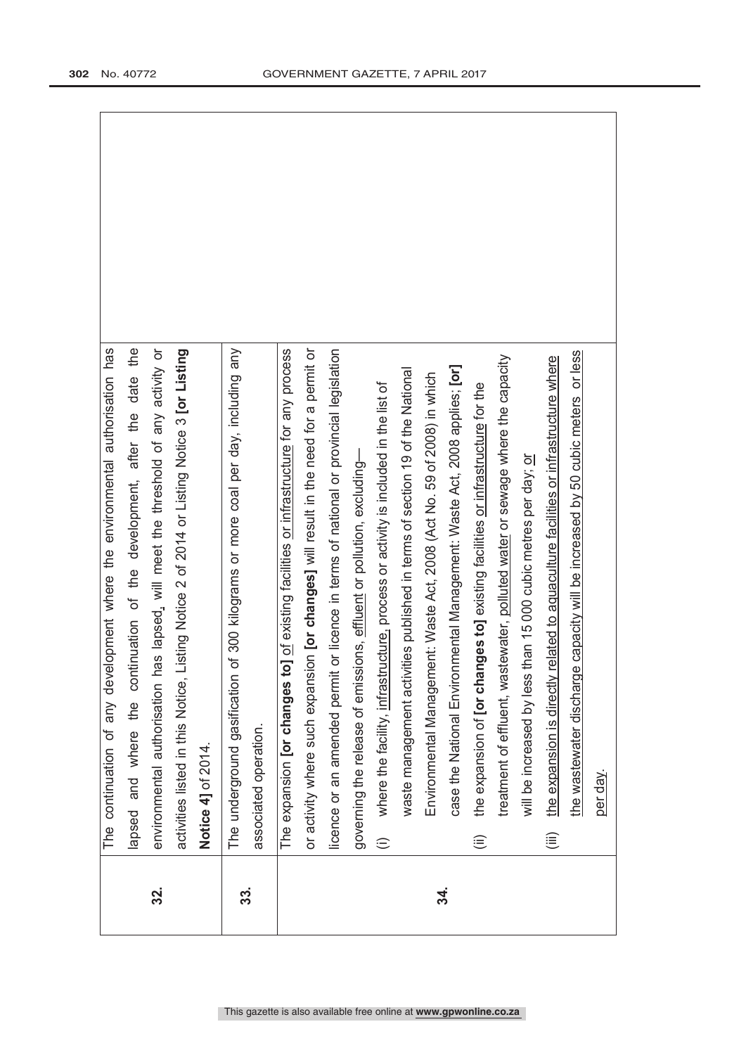|  |  |  |
|---|---|---|
| 32. | The continuation of any development where the environmental authorisation has lapsed and where the continuation of the development, after the date the environmental authorisation has lapsed, will meet the threshold of any activity or activities listed in this Notice, Listing Notice 2 of 2014 or Listing Notice 3 **[or Listing Notice 4]** of 2014. |  |
| 33. | The underground gasification of 300 kilograms or more coal per day, including any associated operation. |  |
| 34. | The expansion **[or changes to]** of existing facilities or infrastructure for any process or activity where such expansion **[or changes]** will result in the need for a permit or licence or an amended permit or licence in terms of national or provincial legislation governing the release of emissions, effluent or pollution, excluding—<br>(i) where the facility, infrastructure, process or activity is included in the list of waste management activities published in terms of section 19 of the National Environmental Management: Waste Act, 2008 (Act No. 59 of 2008) in which case the National Environmental Management: Waste Act, 2008 applies; **[or]**<br>(ii) the expansion of **[or changes to]** existing facilities or infrastructure for the treatment of effluent, wastewater, polluted water or sewage where the capacity will be increased by less than 15 000 cubic metres per day; or<br>(iii) the expansion is directly related to aquaculture facilities or infrastructure where the wastewater discharge capacity will be increased by 50 cubic meters or less per day. |  |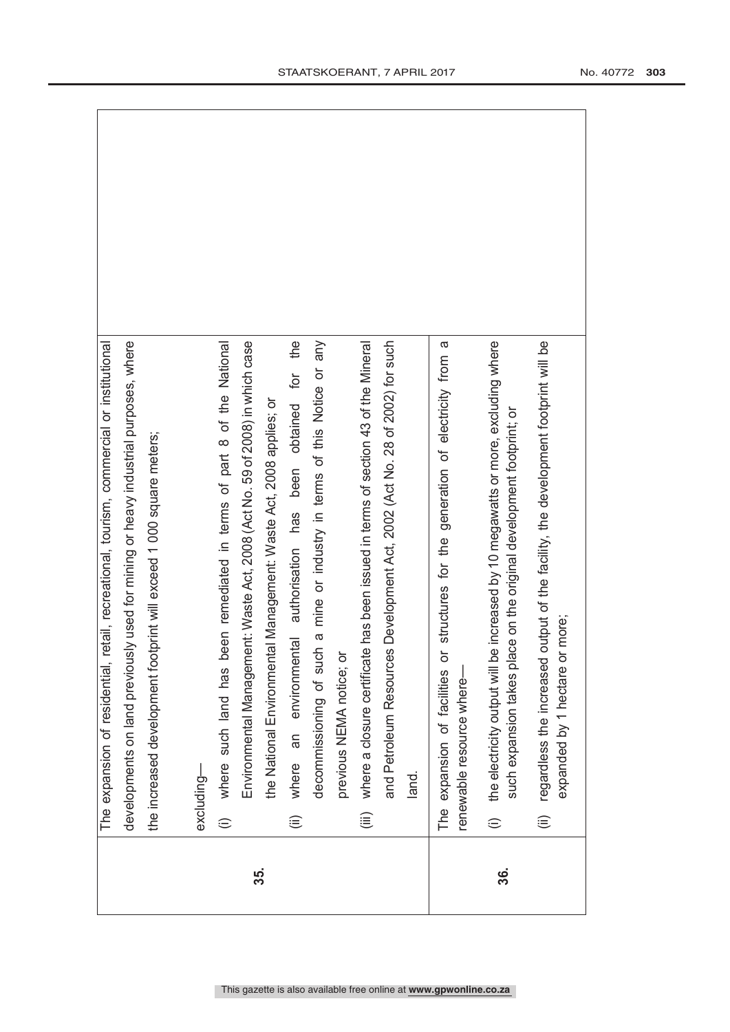| | | |
|---|---|---|
| **35.** | The expansion of residential, retail, recreational, tourism, commercial or institutional developments on land previously used for mining or heavy industrial purposes, where the increased development footprint will exceed 1 000 square meters;<br><br>excluding—<br>(i) where such land has been remediated in terms of part 8 of the National Environmental Management: Waste Act, 2008 (Act No. 59 of 2008) in which case the National Environmental Management: Waste Act, 2008 applies; or<br>(ii) where an environmental authorisation has been obtained for the decommissioning of such a mine or industry in terms of this Notice or any previous NEMA notice; or<br>(iii) where a closure certificate has been issued in terms of section 43 of the Mineral and Petroleum Resources Development Act, 2002 (Act No. 28 of 2002) for such land. | |
| **36.** | The expansion of facilities or structures for the generation of electricity from a renewable resource where—<br>(i) the electricity output will be increased by 10 megawatts or more, excluding where such expansion takes place on the original development footprint; or<br>(ii) regardless the increased output of the facility, the development footprint will be expanded by 1 hectare or more; | |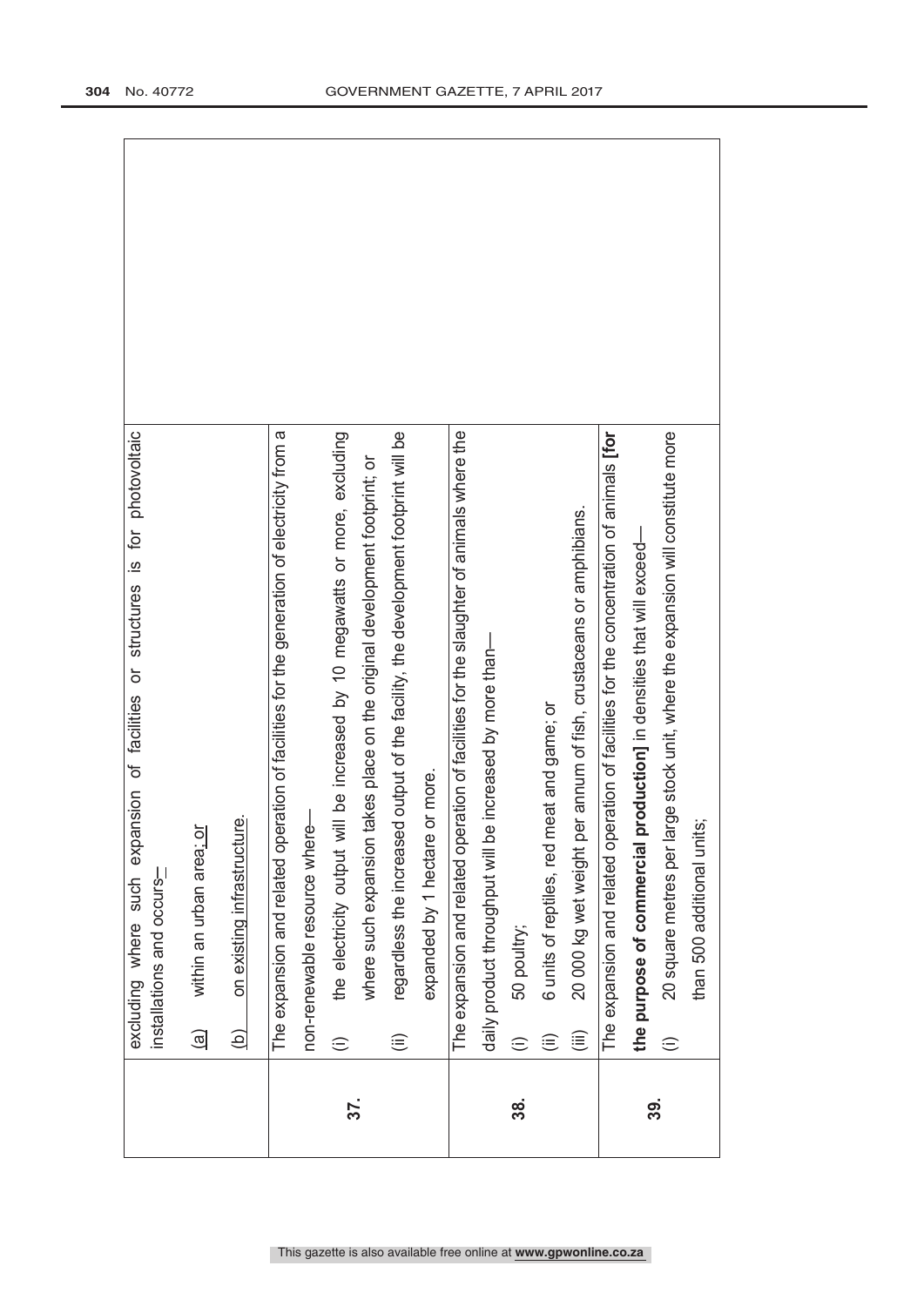| | | |
|---|---|---|
| | excluding where such expansion of facilities or structures is for photovoltaic installations and occurs—<br>(a) within an urban area; or<br>(b) on existing infrastructure. | |
| 37. | The expansion and related operation of facilities for the generation of electricity from a non-renewable resource where—<br>(i) the electricity output will be increased by 10 megawatts or more, excluding where such expansion takes place on the original development footprint; or<br>(ii) regardless the increased output of the facility, the development footprint will be expanded by 1 hectare or more. | |
| 38. | The expansion and related operation of facilities for the slaughter of animals where the daily product throughput will be increased by more than—<br>(i) 50 poultry;<br>(ii) 6 units of reptiles, red meat and game; or<br>(iii) 20 000 kg wet weight per annum of fish, crustaceans or amphibians. | |
| 39. | The expansion and related operation of facilities for the concentration of animals **[for the purpose of commercial production]** in densities that will exceed—<br>(i) 20 square metres per large stock unit, where the expansion will constitute more than 500 additional units; | |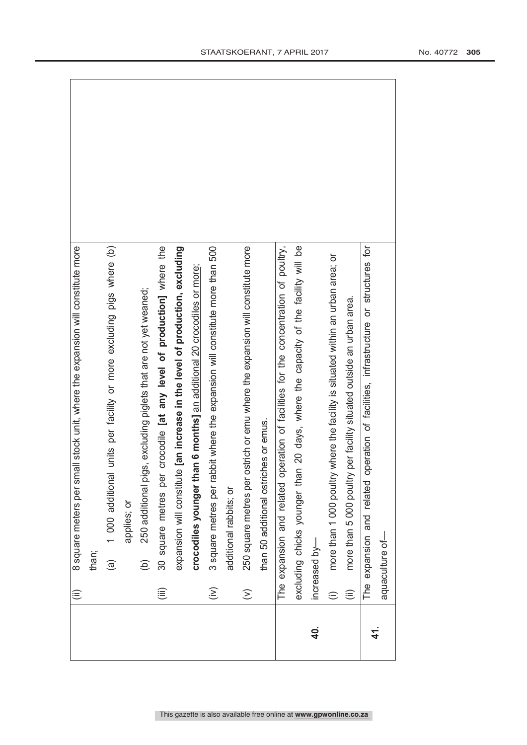| | | |
|---|---|---|
| | (ii) 8 square meters per small stock unit, where the expansion will constitute more than;<br>(a) 1 000 additional units per facility or more excluding pigs where (b) applies; or<br>(b) 250 additional pigs, excluding piglets that are not yet weaned;<br>(iii) 30 square metres per crocodile **[at any level of production]** where the expansion will constitute **[an increase in the level of production, excluding crocodiles younger than 6 months]** <u>an additional 20 crocodiles or more</u>;<br>(iv) 3 square metres per rabbit where the expansion will constitute more than 500 additional rabbits; or<br>(v) 250 square metres per ostrich or emu where the expansion will constitute more than 50 additional ostriches or emus. | |
| **40.** | The expansion and related operation of facilities for the concentration of poultry, excluding chicks younger than 20 days, where the capacity of the facility will be increased by—<br>(i) more than 1 000 poultry where the facility is situated within an urban area; or<br>(ii) more than 5 000 poultry per facility situated outside an urban area. | |
| **41.** | The expansion and related operation of facilities, infrastructure or structures for aquaculture of— | |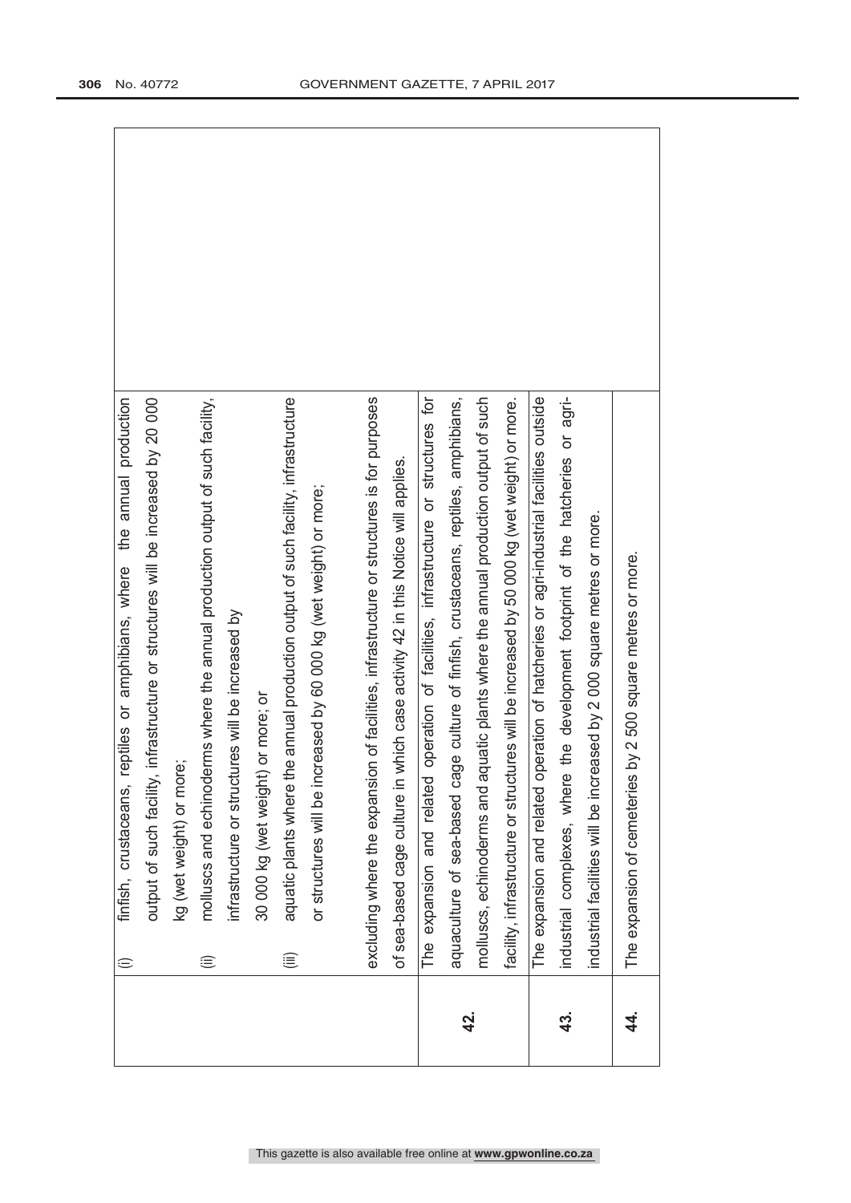| | | |
|---|---|---|
| | (i) finfish, crustaceans, reptiles or amphibians, where the annual production output of such facility, infrastructure or structures will be increased by 20 000 kg (wet weight) or more;<br>(ii) molluscs and echinoderms where the annual production output of such facility, infrastructure or structures will be increased by 30 000 kg (wet weight) or more; or<br>(iii) aquatic plants where the annual production output of such facility, infrastructure or structures will be increased by 60 000 kg (wet weight) or more;<br><br>excluding where the expansion of facilities, infrastructure or structures is for purposes of sea-based cage culture in which case activity 42 in this Notice will applies. | |
| **42.** | The expansion and related operation of facilities, infrastructure or structures for aquaculture of sea-based cage culture of finfish, crustaceans, reptiles, amphibians, molluscs, echinoderms and aquatic plants where the annual production output of such facility, infrastructure or structures will be increased by 50 000 kg (wet weight) or more. | |
| **43.** | The expansion and related operation of hatcheries or agri-industrial facilities outside industrial complexes, where the development footprint of the hatcheries or agri-industrial facilities will be increased by 2 000 square metres or more. | |
| **44.** | The expansion of cemeteries by 2 500 square metres or more. | |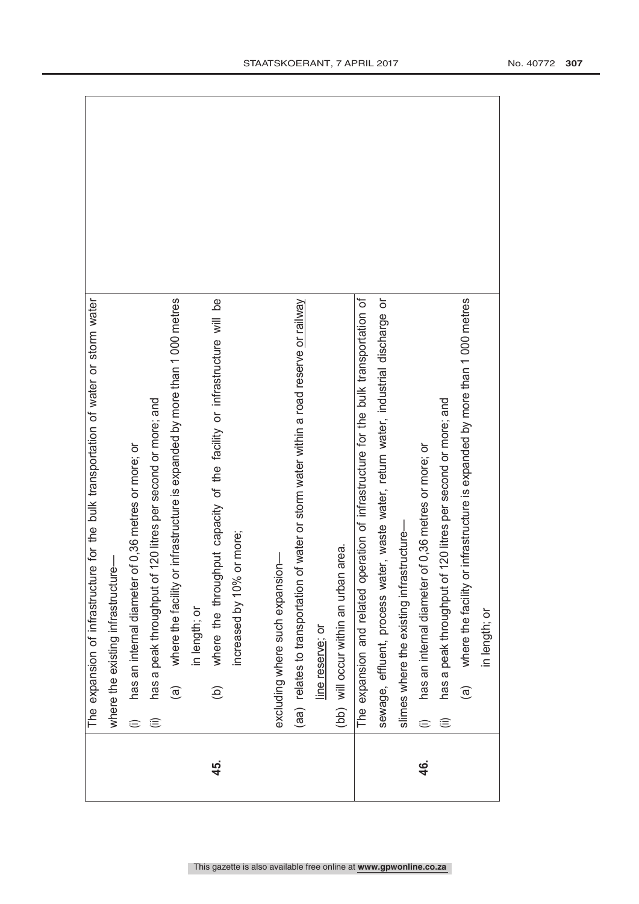| | | |
|---|---|---|
| **45.** | The expansion of infrastructure for the bulk transportation of water or storm water where the existing infrastructure—<br>(i) has an internal diameter of 0,36 metres or more; or<br>(ii) has a peak throughput of 120 litres per second or more; and<br>(a) where the facility or infrastructure is expanded by more than 1 000 metres in length; or<br>(b) where the throughput capacity of the facility or infrastructure will be increased by 10% or more;<br><br>excluding where such expansion—<br>(aa) relates to transportation of water or storm water within a road reserve or railway line reserve; or<br>(bb) will occur within an urban area. | |
| **46.** | The expansion and related operation of infrastructure for the bulk transportation of sewage, effluent, process water, waste water, return water, industrial discharge or slimes where the existing infrastructure—<br>(i) has an internal diameter of 0,36 metres or more; or<br>(ii) has a peak throughput of 120 litres per second or more; and<br>(a) where the facility or infrastructure is expanded by more than 1 000 metres in length; or | |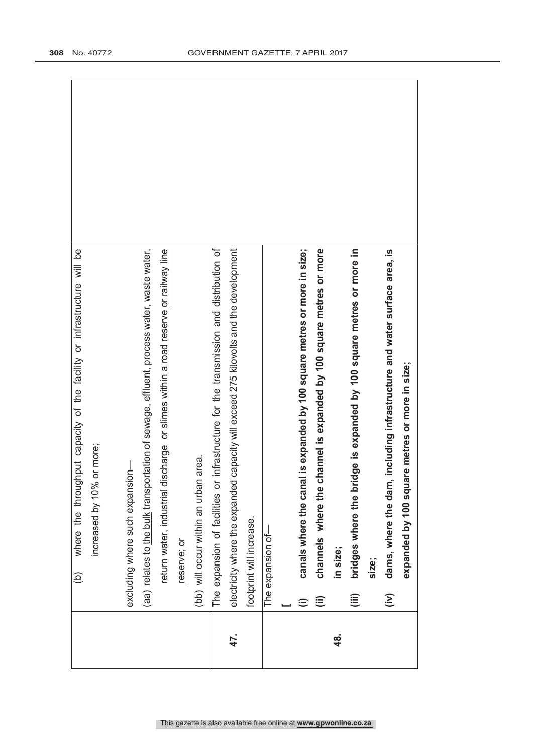| | | |
|---|---|---|
| | (b) where the throughput capacity of the facility or infrastructure will be increased by 10% or more;<br><br>excluding where such expansion—<br>(aa) relates to the bulk transportation of sewage, effluent, process water, waste water, return water, industrial discharge or slimes within a road reserve or railway line reserve; or<br>(bb) will occur within an urban area. | |
| **47.** | The expansion of facilities or infrastructure for the transmission and distribution of electricity where the expanded capacity will exceed 275 kilovolts and the development footprint will increase. | |
| **48.** | The expansion of—<br>**[**<br>**(i) canals where the canal is expanded by 100 square metres or more in size;**<br>**(ii) channels where the channel is expanded by 100 square metres or more in size;**<br>**(iii) bridges where the bridge is expanded by 100 square metres or more in size;**<br>**(iv) dams, where the dam, including infrastructure and water surface area, is expanded by 100 square metres or more in size;** | |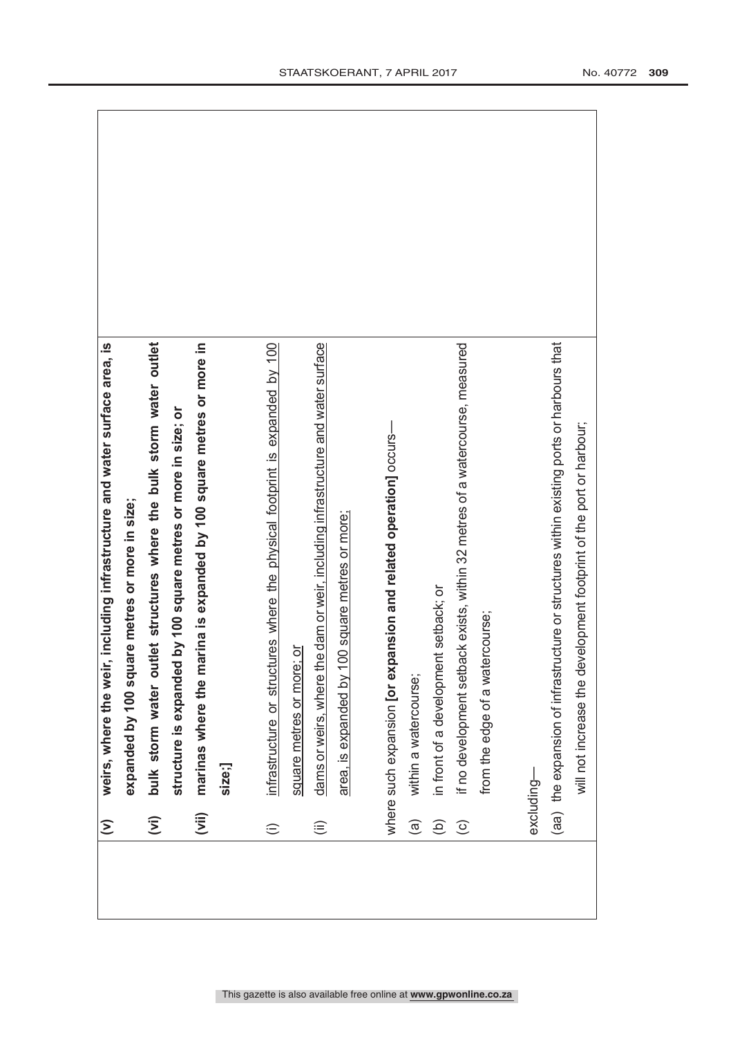| | | |
|---|---|---|
| | **(v) weirs, where the weir, including infrastructure and water surface area, is expanded by 100 square metres or more in size;**<br>**(vi) bulk storm water outlet structures where the bulk storm water outlet structure is expanded by 100 square metres or more in size; or**<br>**(vii) marinas where the marina is expanded by 100 square metres or more in size;]**<br><br>(i) <u>infrastructure or structures where the physical footprint is expanded by 100 square metres or more; or</u><br>(ii) <u>dams or weirs, where the dam or weir, including infrastructure and water surface area, is expanded by 100 square metres or more;</u><br><br>where such expansion **[or expansion and related operation]** occurs—<br>(a) within a watercourse;<br>(b) in front of a development setback; or<br>(c) if no development setback exists, within 32 metres of a watercourse, measured from the edge of a watercourse;<br><br>excluding—<br>(aa) the expansion of infrastructure or structures within existing ports or harbours that will not increase the development footprint of the port or harbour; | |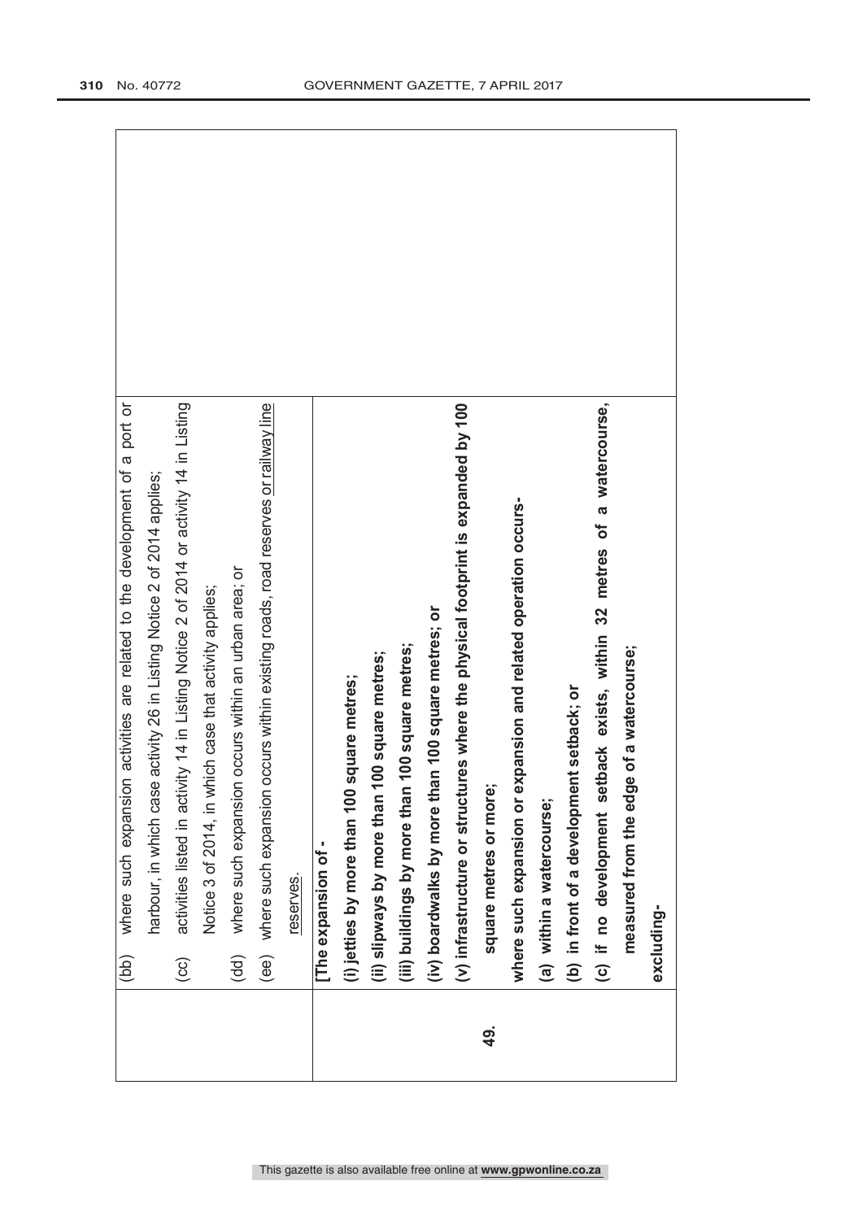| | | |
|---|---|---|
| | (bb) where such expansion activities are related to the development of a port or harbour, in which case activity 26 in Listing Notice 2 of 2014 applies;<br>(cc) activities listed in activity 14 in Listing Notice 2 of 2014 or activity 14 in Listing Notice 3 of 2014, in which case that activity applies;<br>(dd) where such expansion occurs within an urban area; or<br>(ee) where such expansion occurs within existing roads, road reserves or <u>railway line reserves</u>. | |
| 49. | **[The expansion of -**<br>**(i) jetties by more than 100 square metres;**<br>**(ii) slipways by more than 100 square metres;**<br>**(iii) buildings by more than 100 square metres;**<br>**(iv) boardwalks by more than 100 square metres; or**<br>**(v) infrastructure or structures where the physical footprint is expanded by 100 square metres or more;**<br>**where such expansion or expansion and related operation occurs-**<br>**(a) within a watercourse;**<br>**(b) in front of a development setback; or**<br>**(c) if no development setback exists, within 32 metres of a watercourse, measured from the edge of a watercourse;**<br>**excluding-** | |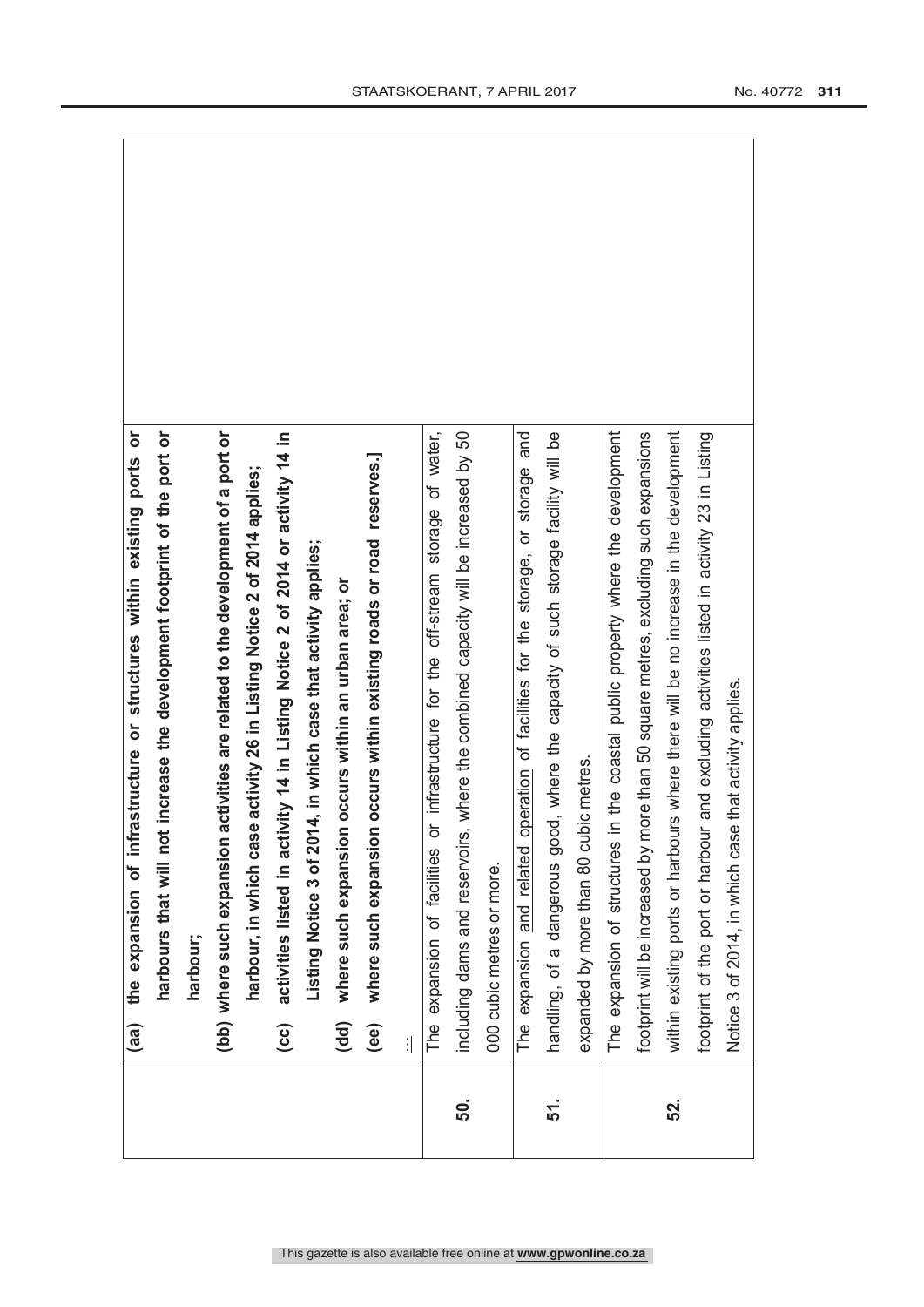| | | |
|---|---|---|
| | **(aa) the expansion of infrastructure or structures within existing ports or harbours that will not increase the development footprint of the port or harbour;**<br>**(bb) where such expansion activities are related to the development of a port or harbour, in which case activity 26 in Listing Notice 2 of 2014 applies;**<br>**(cc) activities listed in activity 14 in Listing Notice 2 of 2014 or activity 14 in Listing Notice 3 of 2014, in which case that activity applies;**<br>**(dd) where such expansion occurs within an urban area; or**<br>**(ee) where such expansion occurs within existing roads or road reserves.]**<br>... | |
| **50.** | The expansion of facilities or infrastructure for the off-stream storage of water, including dams and reservoirs, where the combined capacity will be increased by 50 000 cubic metres or more. | |
| **51.** | The expansion <u>and related operation</u> of facilities for the storage, or storage and handling, of a dangerous good, where the capacity of such storage facility will be expanded by more than 80 cubic metres. | |
| **52.** | The expansion of structures in the coastal public property where the development footprint will be increased by more than 50 square metres, excluding such expansions within existing ports or harbours where there will be no increase in the development footprint of the port or harbour and excluding activities listed in activity 23 in Listing Notice 3 of 2014, in which case that activity applies. | |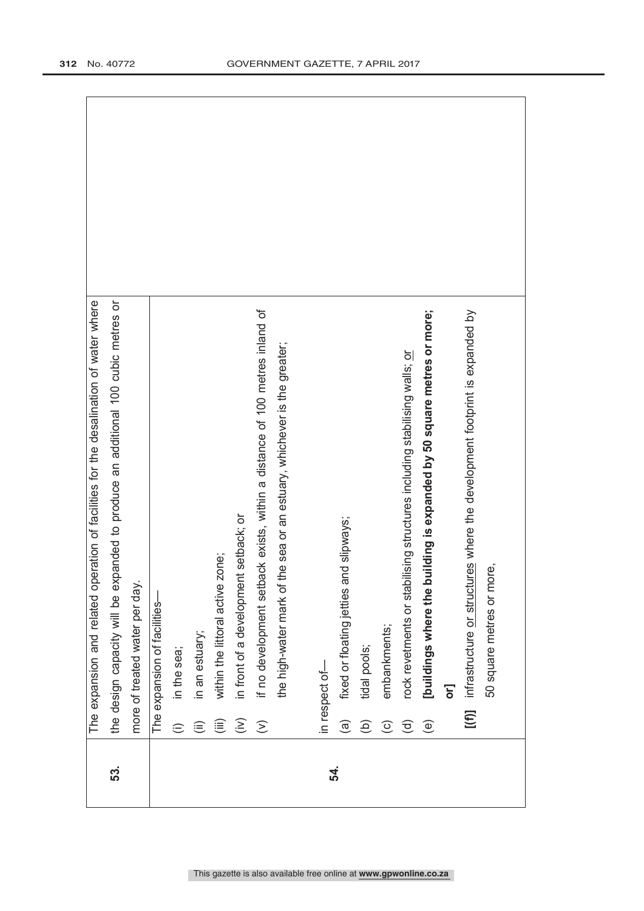| | | |
|---|---|---|
| **53.** | The expansion and related operation of facilities for the desalination of water where the design capacity will be expanded to produce an additional 100 cubic metres or more of treated water per day. | |
| **54.** | The expansion of facilities—<br>(i) in the sea;<br>(ii) in an estuary;<br>(iii) within the littoral active zone;<br>(iv) in front of a development setback; or<br>(v) if no development setback exists, within a distance of 100 metres inland of the high-water mark of the sea or an estuary, whichever is the greater;<br><br>in respect of—<br>(a) fixed or floating jetties and slipways;<br>(b) tidal pools;<br>(c) embankments;<br>(d) rock revetments or stabilising structures including stabilising walls; or<br>(e) **[buildings where the building is expanded by 50 square metres or more; or]**<br>**[(f)]** infrastructure or structures where the development footprint is expanded by 50 square metres or more, | |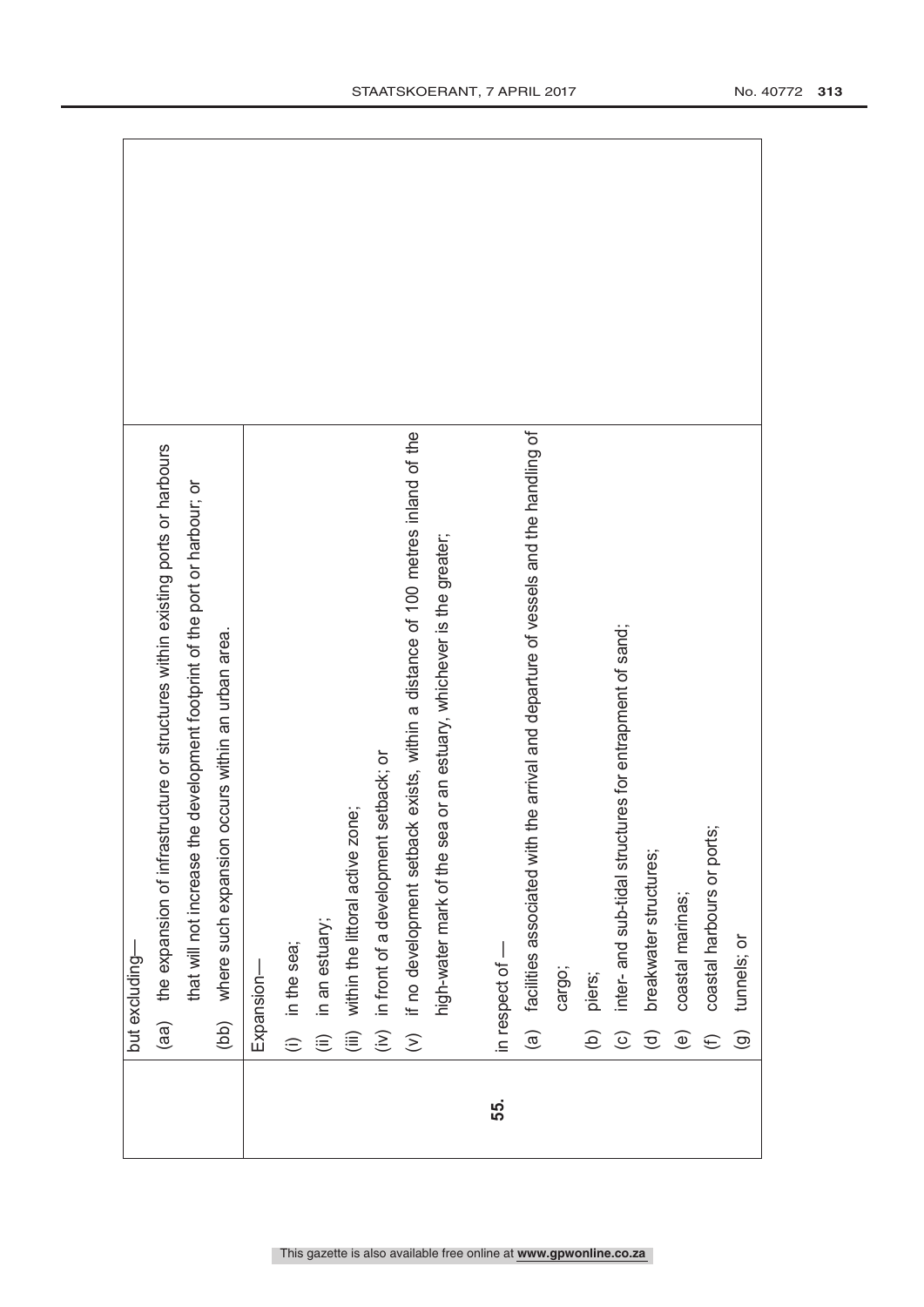| | | |
|---|---|---|
| | but excluding—<br>(aa) the expansion of infrastructure or structures within existing ports or harbours that will not increase the development footprint of the port or harbour; or<br>(bb) where such expansion occurs within an urban area. | |
| | Expansion—<br>(i) in the sea;<br>(ii) in an estuary;<br>(iii) within the littoral active zone;<br>(iv) in front of a development setback; or<br>(v) if no development setback exists, within a distance of 100 metres inland of the high-water mark of the sea or an estuary, whichever is the greater; | |
| **55.** | in respect of —<br>(a) facilities associated with the arrival and departure of vessels and the handling of cargo;<br>(b) piers;<br>(c) inter- and sub-tidal structures for entrapment of sand;<br>(d) breakwater structures;<br>(e) coastal marinas;<br>(f) coastal harbours or ports;<br>(g) tunnels; or | |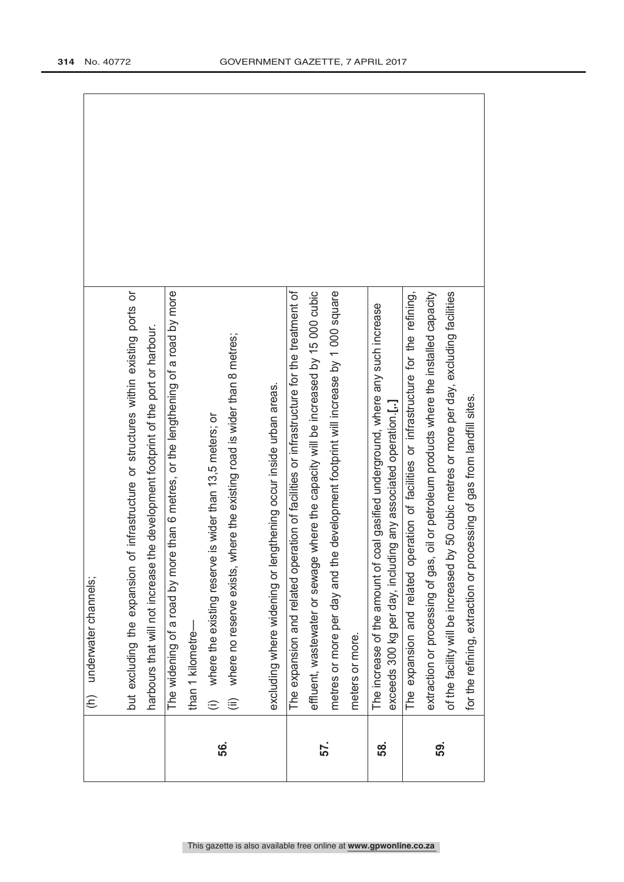| | | |
|---|---|---|
| | (h) underwater channels;<br><br>but excluding the expansion of infrastructure or structures within existing ports or harbours that will not increase the development footprint of the port or harbour. | |
| **56.** | The widening of a road by more than 6 metres, or the lengthening of a road by more than 1 kilometre—<br>(i) where the existing reserve is wider than 13,5 meters; or<br>(ii) where no reserve exists, where the existing road is wider than 8 metres;<br><br>excluding where widening or lengthening occur inside urban areas. | |
| **57.** | The expansion and related operation of facilities or infrastructure for the treatment of effluent, wastewater or sewage where the capacity will be increased by 15 000 cubic metres or more per day and the development footprint will increase by 1 000 square meters or more. | |
| **58.** | The increase of the amount of coal gasified underground, where any such increase exceeds 300 kg per day, including any associated operation.[,] | |
| **59.** | The expansion and related operation of facilities or infrastructure for the refining, extraction or processing of gas, oil or petroleum products where the installed capacity of the facility will be increased by 50 cubic metres or more per day, excluding facilities for the refining, extraction or processing of gas from landfill sites. | |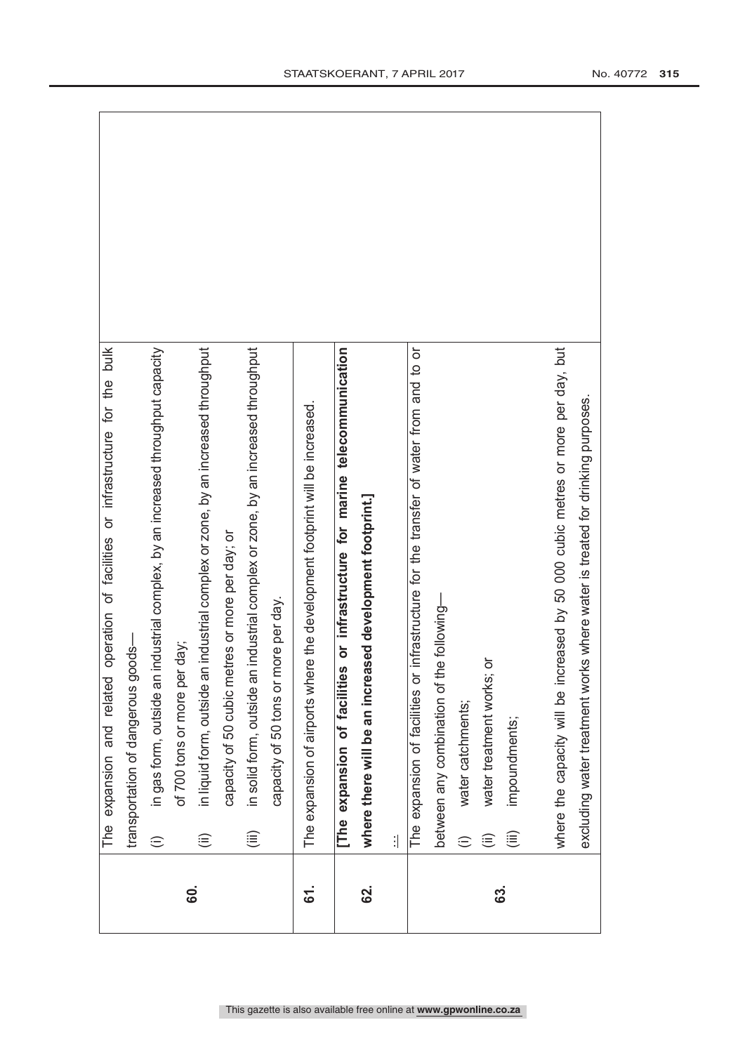| | | |
|---|---|---|
| 60. | The expansion and related operation of facilities or infrastructure for the bulk transportation of dangerous goods—<br>(i) in gas form, outside an industrial complex, by an increased throughput capacity of 700 tons or more per day;<br>(ii) in liquid form, outside an industrial complex or zone, by an increased throughput capacity of 50 cubic metres or more per day; or<br>(iii) in solid form, outside an industrial complex or zone, by an increased throughput capacity of 50 tons or more per day. | |
| 61. | The expansion of airports where the development footprint will be increased. | |
| 62. | **[The expansion of facilities or infrastructure for marine telecommunication where there will be an increased development footprint.]**<br>... | |
| 63. | The expansion of facilities or infrastructure for the transfer of water from and to or between any combination of the following—<br>(i) water catchments;<br>(ii) water treatment works; or<br>(iii) impoundments;<br><br>where the capacity will be increased by 50 000 cubic metres or more per day, but excluding water treatment works where water is treated for drinking purposes. | |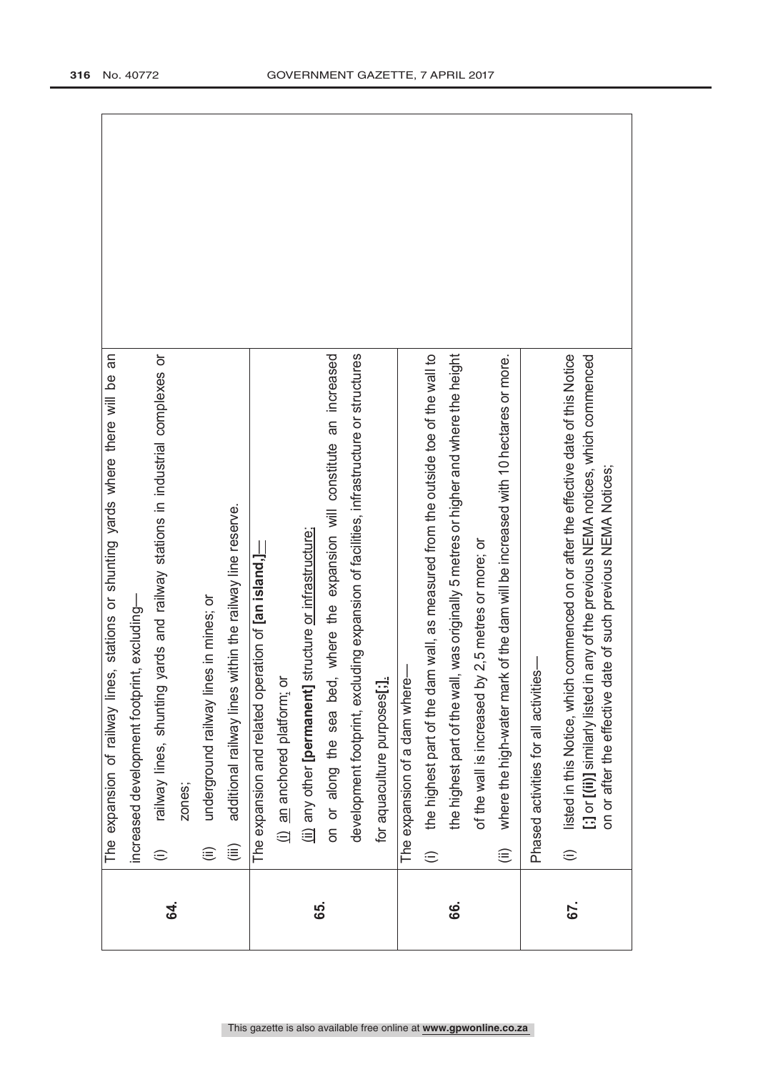| | | |
|---|---|---|
| 64. | The expansion of railway lines, stations or shunting yards where there will be an increased development footprint, excluding—<br>(i) railway lines, shunting yards and railway stations in industrial complexes or zones;<br>(ii) underground railway lines in mines; or<br>(iii) additional railway lines within the railway line reserve. | |
| 65. | The expansion and related operation of **[an island,]**—<br>(i) an anchored platform; or<br>(ii) any other **[permanent]** structure or infrastructure;<br>on or along the sea bed, where the expansion will constitute an increased development footprint, excluding expansion of facilities, infrastructure or structures for aquaculture purposes**[;]**. | |
| 66. | The expansion of a dam where—<br>(i) the highest part of the dam wall, as measured from the outside toe of the wall to the highest part of the wall, was originally 5 metres or higher and where the height of the wall is increased by 2,5 metres or more; or<br>(ii) where the high-water mark of the dam will be increased with 10 hectares or more. | |
| 67. | Phased activities for all activities—<br>(i) listed in this Notice, which commenced on or after the effective date of this Notice **[;]** or **[(ii)]** similarly listed in any of the previous NEMA notices, which commenced on or after the effective date of such previous NEMA Notices; | |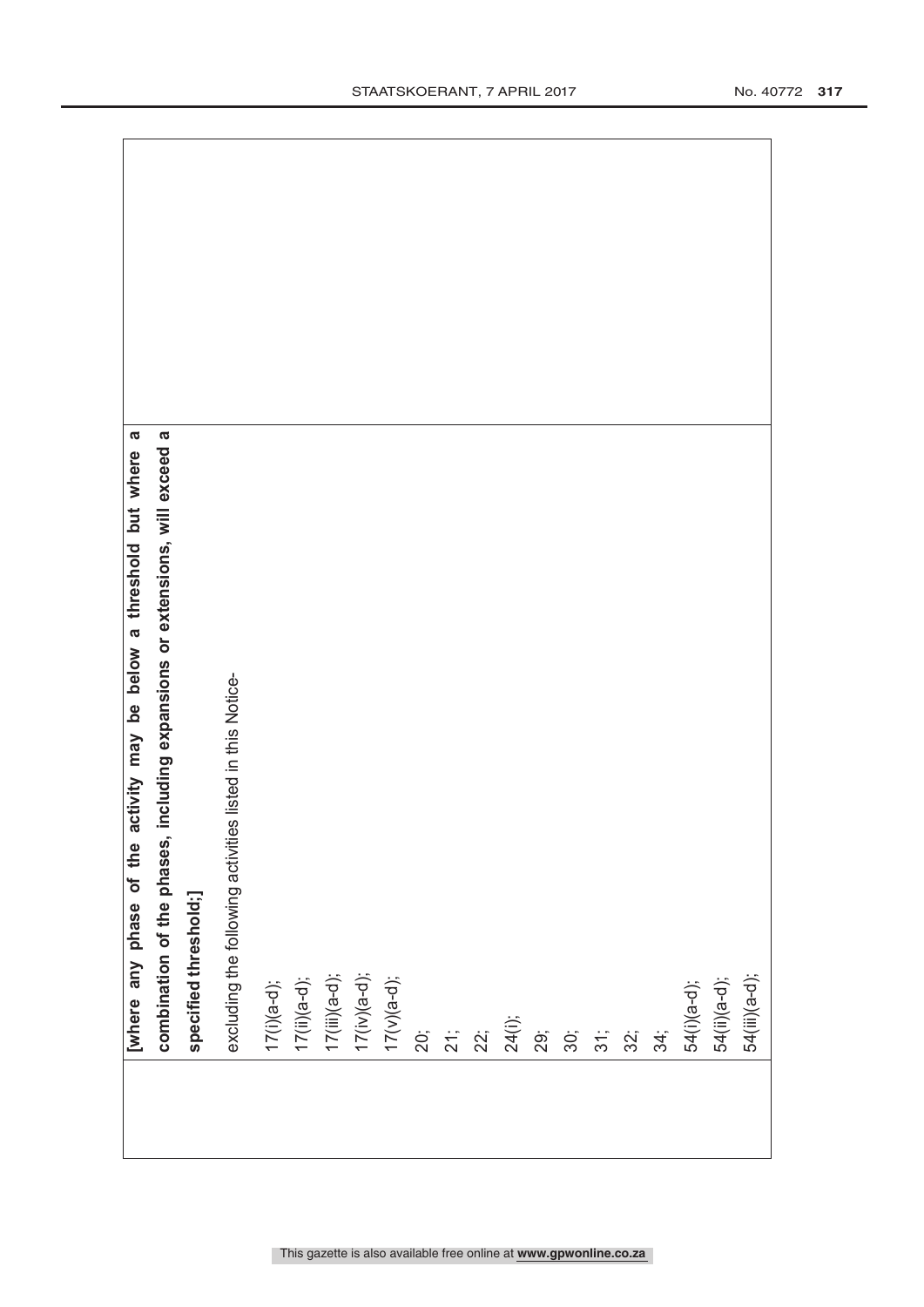| | | |
|---|---|---|
| | **[where any phase of the activity may be below a threshold but where a combination of the phases, including expansions or extensions, will exceed a specified threshold;]**<br><br>excluding the following activities listed in this Notice-<br><br>17(i)(a-d);<br>17(ii)(a-d);<br>17(iii)(a-d);<br>17(iv)(a-d);<br>17(v)(a-d);<br>20;<br>21;<br>22;<br>24(i);<br>29;<br>30;<br>31;<br>32;<br>34;<br>54(i)(a-d);<br>54(ii)(a-d);<br>54(iii)(a-d); | |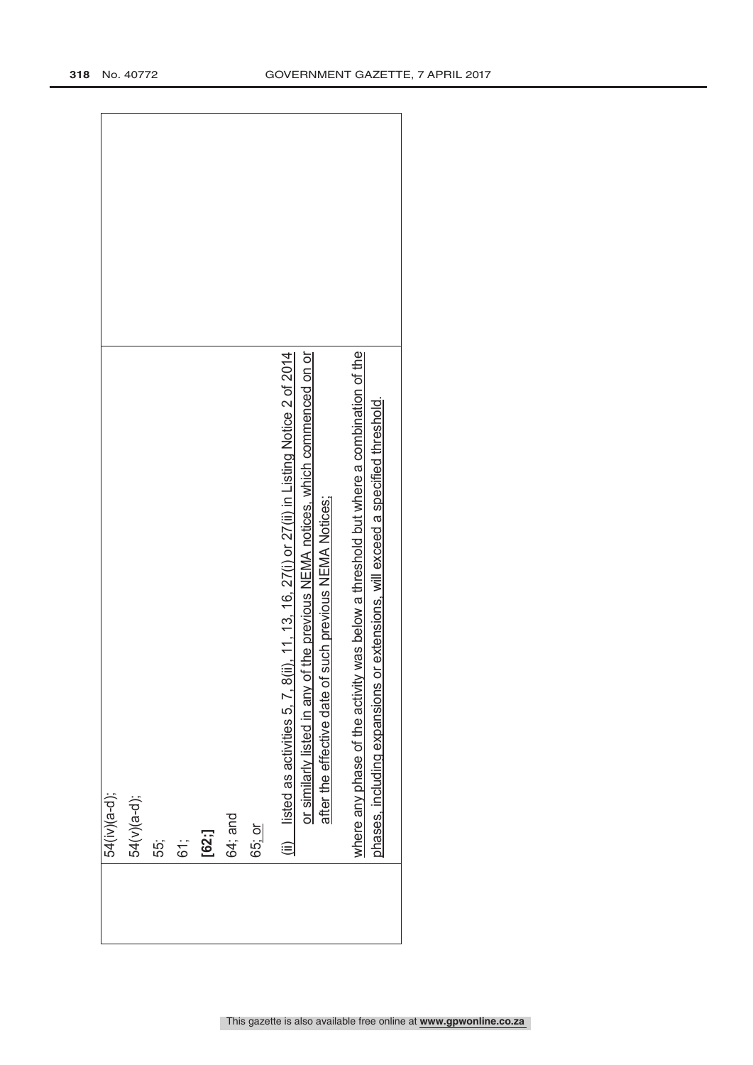| | | |
|---|---|---|
| | 54(iv)(a-d);<br>54(v)(a-d);<br>55;<br>61;<br>**[62;]**<br>64; and<br>65; or<br>(ii) listed as activities 5, 7, 8(ii), 11, 13, 16, 27(i) or 27(ii) in Listing Notice 2 of 2014 or similarly listed in any of the previous NEMA notices, which commenced on or after the effective date of such previous NEMA Notices;<br><br>where any phase of the activity was below a threshold but where a combination of the phases, including expansions or extensions, will exceed a specified threshold. | |